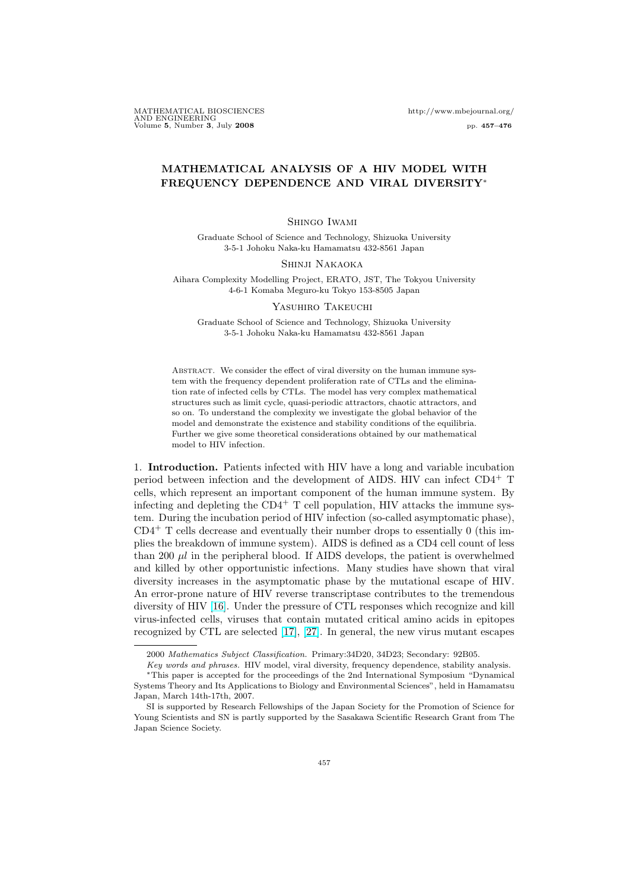# MATHEMATICAL ANALYSIS OF A HIV MODEL WITH FREQUENCY DEPENDENCE AND VIRAL DIVERSITY*

Shingo Iwami

Graduate School of Science and Technology, Shizuoka University
3-5-1 Johoku Naka-ku Hamamatsu 432-8561 Japan

Shinji Nakaoka

Aihara Complexity Modelling Project, ERATO, JST, The Tokyou University
4-6-1 Komaba Meguro-ku Tokyo 153-8505 Japan

Yasuhiro Takeuchi

Graduate School of Science and Technology, Shizuoka University
3-5-1 Johoku Naka-ku Hamamatsu 432-8561 Japan

Abstract. We consider the effect of viral diversity on the human immune system with the frequency dependent proliferation rate of CTLs and the elimination rate of infected cells by CTLs. The model has very complex mathematical structures such as limit cycle, quasi-periodic attractors, chaotic attractors, and so on. To understand the complexity we investigate the global behavior of the model and demonstrate the existence and stability conditions of the equilibria. Further we give some theoretical considerations obtained by our mathematical model to HIV infection.

1. **Introduction.** Patients infected with HIV have a long and variable incubation period between infection and the development of AIDS. HIV can infect $CD4^+$ T cells, which represent an important component of the human immune system. By infecting and depleting the $CD4^+$ T cell population, HIV attacks the immune system. During the incubation period of HIV infection (so-called asymptomatic phase), $CD4^+$ T cells decrease and eventually their number drops to essentially 0 (this implies the breakdown of immune system). AIDS is defined as a CD4 cell count of less than 200 $\mu l$ in the peripheral blood. If AIDS develops, the patient is overwhelmed and killed by other opportunistic infections. Many studies have shown that viral diversity increases in the asymptomatic phase by the mutational escape of HIV. An error-prone nature of HIV reverse transcriptase contributes to the tremendous diversity of HIV [16]. Under the pressure of CTL responses which recognize and kill virus-infected cells, viruses that contain mutated critical amino acids in epitopes recognized by CTL are selected [17], [27]. In general, the new virus mutant escapes

---

2000 *Mathematics Subject Classification.* Primary:34D20, 34D23; Secondary: 92B05.

*Key words and phrases.* HIV model, viral diversity, frequency dependence, stability analysis.

*This paper is accepted for the proceedings of the 2nd International Symposium "Dynamical Systems Theory and Its Applications to Biology and Environmental Sciences", held in Hamamatsu Japan, March 14th-17th, 2007.

SI is supported by Research Fellowships of the Japan Society for the Promotion of Science for Young Scientists and SN is partly supported by the Sasakawa Scientific Research Grant from The Japan Science Society.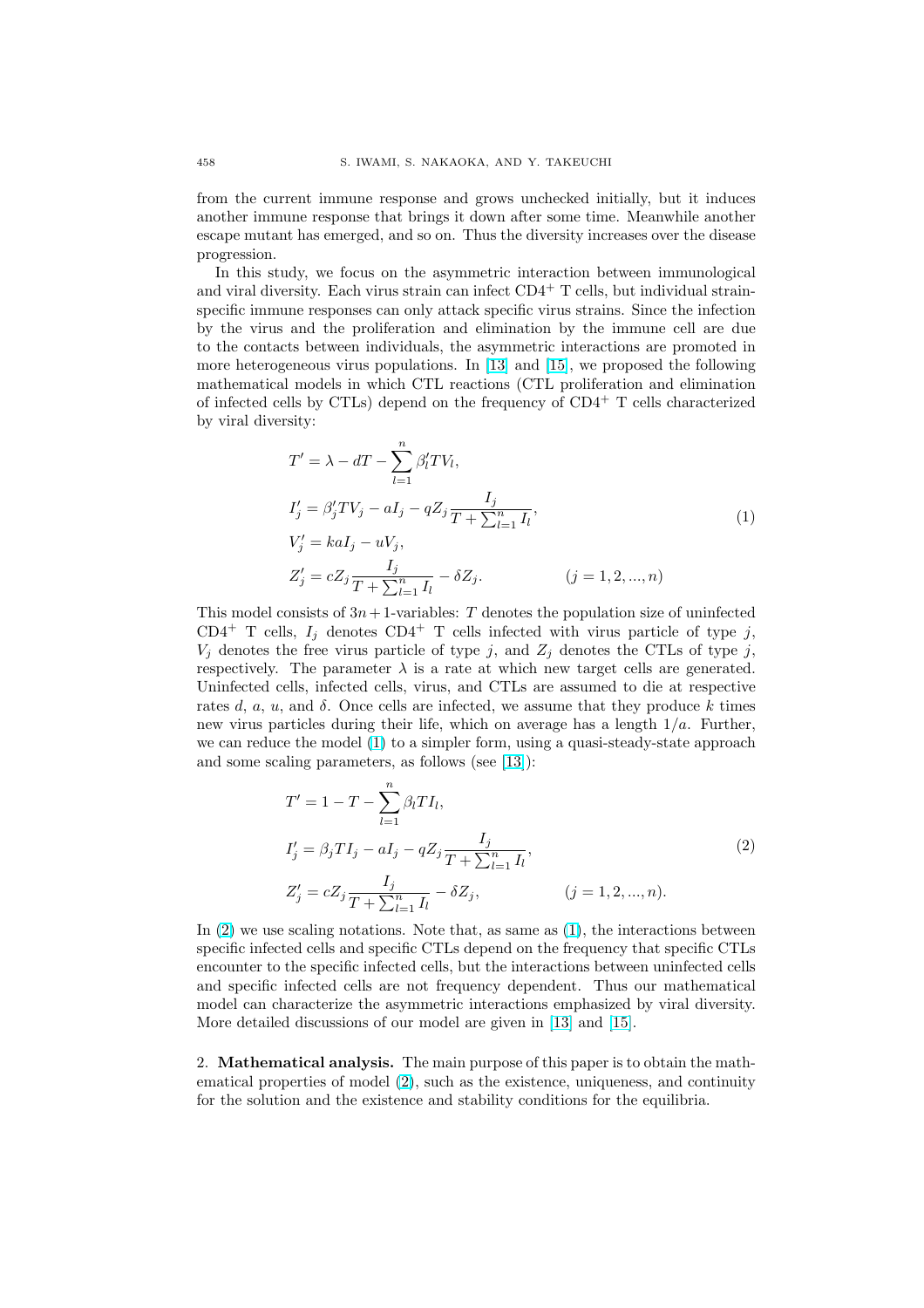from the current immune response and grows unchecked initially, but it induces another immune response that brings it down after some time. Meanwhile another escape mutant has emerged, and so on. Thus the diversity increases over the disease progression.

In this study, we focus on the asymmetric interaction between immunological and viral diversity. Each virus strain can infect CD4$^+$ T cells, but individual strain-specific immune responses can only attack specific virus strains. Since the infection by the virus and the proliferation and elimination by the immune cell are due to the contacts between individuals, the asymmetric interactions are promoted in more heterogeneous virus populations. In [13] and [15], we proposed the following mathematical models in which CTL reactions (CTL proliferation and elimination of infected cells by CTLs) depend on the frequency of CD4$^+$ T cells characterized by viral diversity:

$$
\begin{aligned}
T' &= \lambda - dT - \sum_{l=1}^{n} \beta_l' T V_l, \\
I_j' &= \beta_j' T V_j - a I_j - q Z_j \frac{I_j}{T + \sum_{l=1}^{n} I_l}, \\
V_j' &= k a I_j - u V_j, \\
Z_j' &= c Z_j \frac{I_j}{T + \sum_{l=1}^{n} I_l} - \delta Z_j. \qquad (j = 1, 2, ..., n)
\end{aligned}
\tag{1}
$$

This model consists of $3n+1$-variables: $T$ denotes the population size of uninfected CD4$^+$ T cells, $I_j$ denotes CD4$^+$ T cells infected with virus particle of type $j$, $V_j$ denotes the free virus particle of type $j$, and $Z_j$ denotes the CTLs of type $j$, respectively. The parameter $\lambda$ is a rate at which new target cells are generated. Uninfected cells, infected cells, virus, and CTLs are assumed to die at respective rates $d$, $a$, $u$, and $\delta$. Once cells are infected, we assume that they produce $k$ times new virus particles during their life, which on average has a length $1/a$. Further, we can reduce the model (1) to a simpler form, using a quasi-steady-state approach and some scaling parameters, as follows (see [13]):

$$
\begin{aligned}
T' &= 1 - T - \sum_{l=1}^{n} \beta_l T I_l, \\
I_j' &= \beta_j T I_j - a I_j - q Z_j \frac{I_j}{T + \sum_{l=1}^{n} I_l}, \\
Z_j' &= c Z_j \frac{I_j}{T + \sum_{l=1}^{n} I_l} - \delta Z_j, \qquad (j = 1, 2, ..., n).
\end{aligned}
\tag{2}
$$

In (2) we use scaling notations. Note that, as same as (1), the interactions between specific infected cells and specific CTLs depend on the frequency that specific CTLs encounter to the specific infected cells, but the interactions between uninfected cells and specific infected cells are not frequency dependent. Thus our mathematical model can characterize the asymmetric interactions emphasized by viral diversity. More detailed discussions of our model are given in [13] and [15].

## 2. Mathematical analysis.

The main purpose of this paper is to obtain the mathematical properties of model (2), such as the existence, uniqueness, and continuity for the solution and the existence and stability conditions for the equilibria.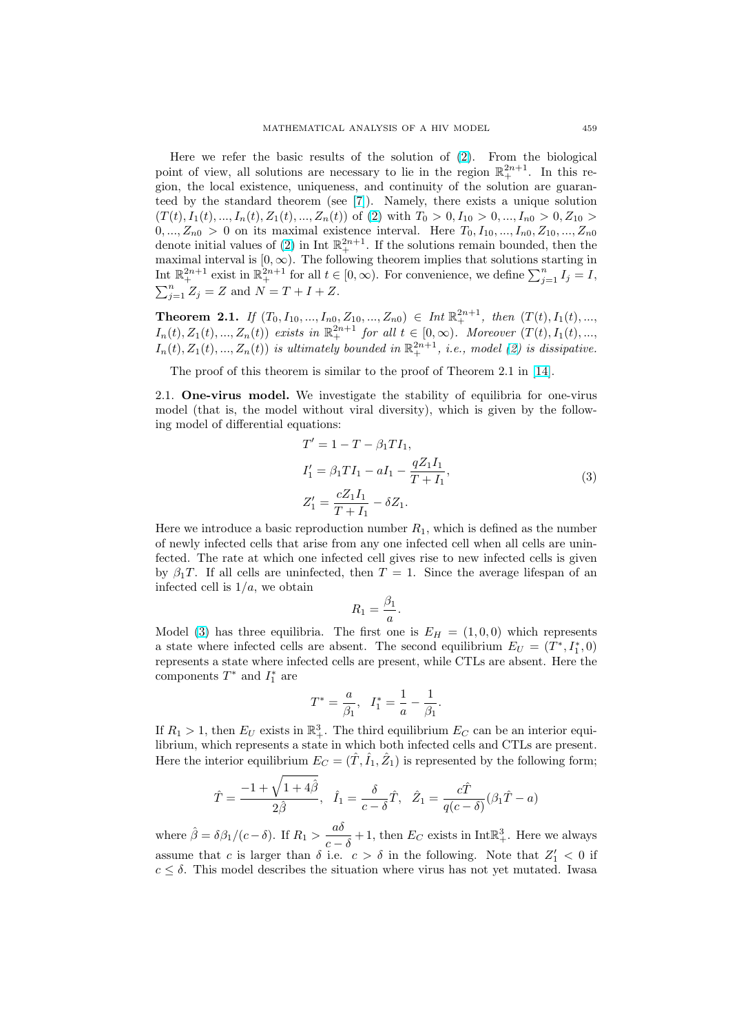Here we refer the basic results of the solution of (2). From the biological point of view, all solutions are necessary to lie in the region $\mathbb{R}_+^{2n+1}$. In this region, the local existence, uniqueness, and continuity of the solution are guaranteed by the standard theorem (see [7]). Namely, there exists a unique solution $(T(t), I_1(t), ..., I_n(t), Z_1(t), ..., Z_n(t))$ of (2) with $T_0 > 0, I_{10} > 0, ..., I_{n0} > 0, Z_{10} > 0, ..., Z_{n0} > 0$ on its maximal existence interval. Here $T_0, I_{10}, ..., I_{n0}, Z_{10}, ..., Z_{n0}$ denote initial values of (2) in Int $\mathbb{R}_+^{2n+1}$. If the solutions remain bounded, then the maximal interval is $[0, \infty)$. The following theorem implies that solutions starting in Int $\mathbb{R}_+^{2n+1}$ exist in $\mathbb{R}_+^{2n+1}$ for all $t \in [0, \infty)$. For convenience, we define $\sum_{j=1}^n I_j = I$, $\sum_{j=1}^n Z_j = Z$ and $N = T + I + Z$.

**Theorem 2.1.** *If $(T_0, I_{10}, ..., I_{n0}, Z_{10}, ..., Z_{n0}) \in$ Int $\mathbb{R}_+^{2n+1}$, then $(T(t), I_1(t), ..., I_n(t), Z_1(t), ..., Z_n(t))$ exists in $\mathbb{R}_+^{2n+1}$ for all $t \in [0, \infty)$. Moreover $(T(t), I_1(t), ..., I_n(t), Z_1(t), ..., Z_n(t))$ is ultimately bounded in $\mathbb{R}_+^{2n+1}$, i.e., model (2) is dissipative.*

The proof of this theorem is similar to the proof of Theorem 2.1 in [14].

2.1. **One-virus model.** We investigate the stability of equilibria for one-virus model (that is, the model without viral diversity), which is given by the following model of differential equations:

$$
\begin{aligned}
T' &= 1 - T - \beta_1 T I_1, \\
I_1' &= \beta_1 T I_1 - a I_1 - \frac{q Z_1 I_1}{T + I_1}, \\
Z_1' &= \frac{c Z_1 I_1}{T + I_1} - \delta Z_1.
\end{aligned}
\tag{3}
$$

Here we introduce a basic reproduction number $R_1$, which is defined as the number of newly infected cells that arise from any one infected cell when all cells are uninfected. The rate at which one infected cell gives rise to new infected cells is given by $\beta_1 T$. If all cells are uninfected, then $T = 1$. Since the average lifespan of an infected cell is $1/a$, we obtain

$$
R_1 = \frac{\beta_1}{a}.
$$

Model (3) has three equilibria. The first one is $E_H = (1, 0, 0)$ which represents a state where infected cells are absent. The second equilibrium $E_U = (T^*, I_1^*, 0)$ represents a state where infected cells are present, while CTLs are absent. Here the components $T^*$ and $I_1^*$ are

$$
T^* = \frac{a}{\beta_1}, \quad I_1^* = \frac{1}{a} - \frac{1}{\beta_1}.
$$

If $R_1 > 1$, then $E_U$ exists in $\mathbb{R}_+^3$. The third equilibrium $E_C$ can be an interior equilibrium, which represents a state in which both infected cells and CTLs are present. Here the interior equilibrium $E_C = (\hat{T}, \hat{I}_1, \hat{Z}_1)$ is represented by the following form;

$$
\hat{T} = \frac{-1 + \sqrt{1 + 4\hat{\beta}}}{2\hat{\beta}}, \quad \hat{I}_1 = \frac{\delta}{c - \delta}\hat{T}, \quad \hat{Z}_1 = \frac{c\hat{T}}{q(c - \delta)}(\beta_1 \hat{T} - a)
$$

where $\hat{\beta} = \delta\beta_1/(c - \delta)$. If $R_1 > \dfrac{a\delta}{c - \delta} + 1$, then $E_C$ exists in Int$\mathbb{R}_+^3$. Here we always assume that $c$ is larger than $\delta$ i.e. $c > \delta$ in the following. Note that $Z_1' < 0$ if $c \leq \delta$. This model describes the situation where virus has not yet mutated. Iwasa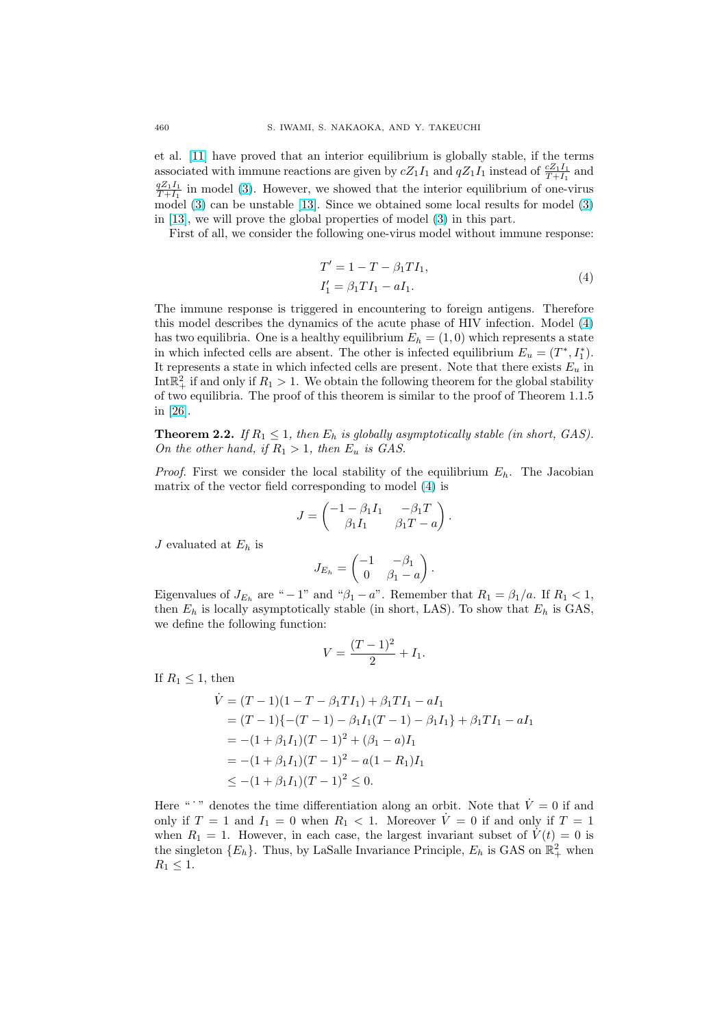et al. [11] have proved that an interior equilibrium is globally stable, if the terms associated with immune reactions are given by $cZ_1I_1$ and $qZ_1I_1$ instead of $\frac{cZ_1I_1}{T+I_1}$ and $\frac{qZ_1I_1}{T+I_1}$ in model (3). However, we showed that the interior equilibrium of one-virus model (3) can be unstable [13]. Since we obtained some local results for model (3) in [13], we will prove the global properties of model (3) in this part.

First of all, we consider the following one-virus model without immune response:

$$
\begin{aligned}
T' &= 1 - T - \beta_1 T I_1, \\
I_1' &= \beta_1 T I_1 - a I_1.
\end{aligned}
\tag{4}
$$

The immune response is triggered in encountering to foreign antigens. Therefore this model describes the dynamics of the acute phase of HIV infection. Model (4) has two equilibria. One is a healthy equilibrium $E_h = (1, 0)$ which represents a state in which infected cells are absent. The other is infected equilibrium $E_u = (T^*, I_1^*)$. It represents a state in which infected cells are present. Note that there exists $E_u$ in $\mathrm{Int}\mathbb{R}_+^2$ if and only if $R_1 > 1$. We obtain the following theorem for the global stability of two equilibria. The proof of this theorem is similar to the proof of Theorem 1.1.5 in [26].

**Theorem 2.2.** *If $R_1 \leq 1$, then $E_h$ is globally asymptotically stable (in short, GAS). On the other hand, if $R_1 > 1$, then $E_u$ is GAS.*

*Proof.* First we consider the local stability of the equilibrium $E_h$. The Jacobian matrix of the vector field corresponding to model (4) is

$$
J = \begin{pmatrix} -1 - \beta_1 I_1 & -\beta_1 T \\ \beta_1 I_1 & \beta_1 T - a \end{pmatrix}.
$$

$J$ evaluated at $E_h$ is

$$
J_{E_h} = \begin{pmatrix} -1 & -\beta_1 \\ 0 & \beta_1 - a \end{pmatrix}.
$$

Eigenvalues of $J_{E_h}$ are "$-1$" and "$\beta_1 - a$". Remember that $R_1 = \beta_1/a$. If $R_1 < 1$, then $E_h$ is locally asymptotically stable (in short, LAS). To show that $E_h$ is GAS, we define the following function:

$$
V = \frac{(T-1)^2}{2} + I_1.
$$

If $R_1 \leq 1$, then

$$
\begin{aligned}
\dot{V} &= (T-1)(1 - T - \beta_1 T I_1) + \beta_1 T I_1 - a I_1 \\
&= (T-1)\{-(T-1) - \beta_1 I_1 (T-1) - \beta_1 I_1\} + \beta_1 T I_1 - a I_1 \\
&= -(1 + \beta_1 I_1)(T-1)^2 + (\beta_1 - a) I_1 \\
&= -(1 + \beta_1 I_1)(T-1)^2 - a(1 - R_1) I_1 \\
&\leq -(1 + \beta_1 I_1)(T-1)^2 \leq 0.
\end{aligned}
$$

Here "$\dot{}$" denotes the time differentiation along an orbit. Note that $\dot{V} = 0$ if and only if $T = 1$ and $I_1 = 0$ when $R_1 < 1$. Moreover $\dot{V} = 0$ if and only if $T = 1$ when $R_1 = 1$. However, in each case, the largest invariant subset of $\dot{V}(t) = 0$ is the singleton $\{E_h\}$. Thus, by LaSalle Invariance Principle, $E_h$ is GAS on $\mathbb{R}_+^2$ when $R_1 \leq 1$.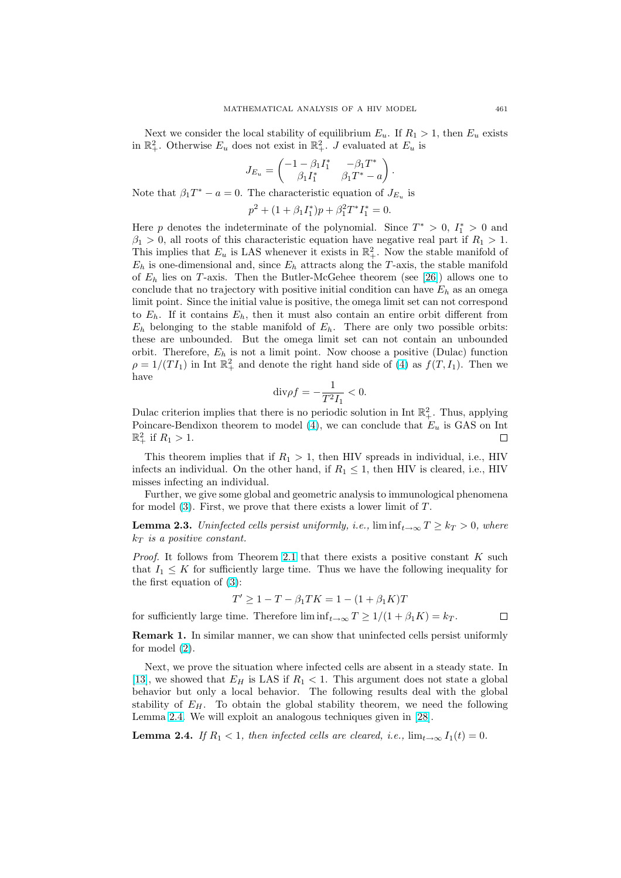Next we consider the local stability of equilibrium $E_u$. If $R_1 > 1$, then $E_u$ exists in $\mathbb{R}^2_+$. Otherwise $E_u$ does not exist in $\mathbb{R}^2_+$. $J$ evaluated at $E_u$ is

$$J_{E_u} = \begin{pmatrix} -1 - \beta_1 I_1^* & -\beta_1 T^* \\ \beta_1 I_1^* & \beta_1 T^* - a \end{pmatrix}.$$

Note that $\beta_1 T^* - a = 0$. The characteristic equation of $J_{E_u}$ is

$$p^2 + (1 + \beta_1 I_1^*)p + \beta_1^2 T^* I_1^* = 0.$$

Here $p$ denotes the indeterminate of the polynomial. Since $T^* > 0$, $I_1^* > 0$ and $\beta_1 > 0$, all roots of this characteristic equation have negative real part if $R_1 > 1$. This implies that $E_u$ is LAS whenever it exists in $\mathbb{R}^2_+$. Now the stable manifold of $E_h$ is one-dimensional and, since $E_h$ attracts along the $T$-axis, the stable manifold of $E_h$ lies on $T$-axis. Then the Butler-McGehee theorem (see [26]) allows one to conclude that no trajectory with positive initial condition can have $E_h$ as an omega limit point. Since the initial value is positive, the omega limit set can not correspond to $E_h$. If it contains $E_h$, then it must also contain an entire orbit different from $E_h$ belonging to the stable manifold of $E_h$. There are only two possible orbits: these are unbounded. But the omega limit set can not contain an unbounded orbit. Therefore, $E_h$ is not a limit point. Now choose a positive (Dulac) function $\rho = 1/(TI_1)$ in Int $\mathbb{R}^2_+$ and denote the right hand side of (4) as $f(T, I_1)$. Then we have

$$\text{div}\rho f = -\frac{1}{T^2 I_1} < 0.$$

Dulac criterion implies that there is no periodic solution in Int $\mathbb{R}^2_+$. Thus, applying Poincare-Bendixon theorem to model (4), we can conclude that $E_u$ is GAS on Int $\mathbb{R}^2_+$ if $R_1 > 1$. □

This theorem implies that if $R_1 > 1$, then HIV spreads in individual, i.e., HIV infects an individual. On the other hand, if $R_1 \le 1$, then HIV is cleared, i.e., HIV misses infecting an individual.

Further, we give some global and geometric analysis to immunological phenomena for model (3). First, we prove that there exists a lower limit of $T$.

**Lemma 2.3.** *Uninfected cells persist uniformly, i.e.,* $\liminf_{t\to\infty} T \ge k_T > 0$*, where* $k_T$ *is a positive constant.*

*Proof.* It follows from Theorem 2.1 that there exists a positive constant $K$ such that $I_1 \le K$ for sufficiently large time. Thus we have the following inequality for the first equation of (3):

$$T' \ge 1 - T - \beta_1 T K = 1 - (1 + \beta_1 K)T$$

for sufficiently large time. Therefore $\liminf_{t\to\infty} T \ge 1/(1 + \beta_1 K) = k_T$. □

**Remark 1.** In similar manner, we can show that uninfected cells persist uniformly for model (2).

Next, we prove the situation where infected cells are absent in a steady state. In [13], we showed that $E_H$ is LAS if $R_1 < 1$. This argument does not state a global behavior but only a local behavior. The following results deal with the global stability of $E_H$. To obtain the global stability theorem, we need the following Lemma 2.4. We will exploit an analogous techniques given in [28].

**Lemma 2.4.** *If* $R_1 < 1$*, then infected cells are cleared, i.e.,* $\lim_{t\to\infty} I_1(t) = 0$.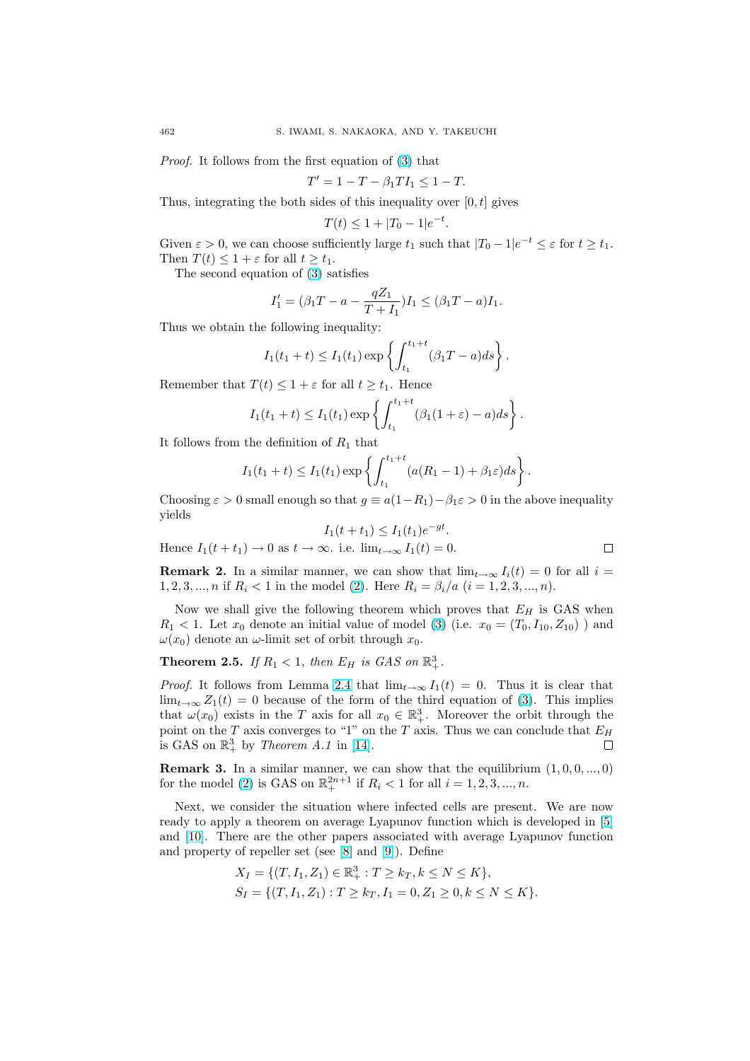*Proof.* It follows from the first equation of (3) that

$$T' = 1 - T - \beta_1 T I_1 \leq 1 - T.$$

Thus, integrating the both sides of this inequality over $[0, t]$ gives

$$T(t) \leq 1 + |T_0 - 1|e^{-t}.$$

Given $\varepsilon > 0$, we can choose sufficiently large $t_1$ such that $|T_0 - 1|e^{-t} \leq \varepsilon$ for $t \geq t_1$. Then $T(t) \leq 1 + \varepsilon$ for all $t \geq t_1$.

The second equation of (3) satisfies

$$I_1' = (\beta_1 T - a - \frac{qZ_1}{T + I_1})I_1 \leq (\beta_1 T - a)I_1.$$

Thus we obtain the following inequality:

$$I_1(t_1 + t) \leq I_1(t_1) \exp\left\{\int_{t_1}^{t_1+t} (\beta_1 T - a) ds\right\}.$$

Remember that $T(t) \leq 1 + \varepsilon$ for all $t \geq t_1$. Hence

$$I_1(t_1 + t) \leq I_1(t_1) \exp\left\{\int_{t_1}^{t_1+t} (\beta_1(1+\varepsilon) - a) ds\right\}.$$

It follows from the definition of $R_1$ that

$$I_1(t_1 + t) \leq I_1(t_1) \exp\left\{\int_{t_1}^{t_1+t} (a(R_1 - 1) + \beta_1 \varepsilon) ds\right\}.$$

Choosing $\varepsilon > 0$ small enough so that $g \equiv a(1 - R_1) - \beta_1 \varepsilon > 0$ in the above inequality yields

$$I_1(t + t_1) \leq I_1(t_1)e^{-gt}.$$

Hence $I_1(t + t_1) \to 0$ as $t \to \infty$. i.e. $\lim_{t\to\infty} I_1(t) = 0$. □

**Remark 2.** In a similar manner, we can show that $\lim_{t\to\infty} I_i(t) = 0$ for all $i = 1, 2, 3, ..., n$ if $R_i < 1$ in the model (2). Here $R_i = \beta_i / a$ $(i = 1, 2, 3, ..., n)$.

Now we shall give the following theorem which proves that $E_H$ is GAS when $R_1 < 1$. Let $x_0$ denote an initial value of model (3) (i.e. $x_0 = (T_0, I_{10}, Z_{10})$ ) and $\omega(x_0)$ denote an $\omega$-limit set of orbit through $x_0$.

**Theorem 2.5.** *If $R_1 < 1$, then $E_H$ is GAS on $\mathbb{R}^3_+$.*

*Proof.* It follows from Lemma 2.4 that $\lim_{t\to\infty} I_1(t) = 0$. Thus it is clear that $\lim_{t\to\infty} Z_1(t) = 0$ because of the form of the third equation of (3). This implies that $\omega(x_0)$ exists in the $T$ axis for all $x_0 \in \mathbb{R}^3_+$. Moreover the orbit through the point on the $T$ axis converges to "1" on the $T$ axis. Thus we can conclude that $E_H$ is GAS on $\mathbb{R}^3_+$ by *Theorem A.1* in [14]. □

**Remark 3.** In a similar manner, we can show that the equilibrium $(1, 0, 0, ..., 0)$ for the model (2) is GAS on $\mathbb{R}^{2n+1}_+$ if $R_i < 1$ for all $i = 1, 2, 3, ..., n$.

Next, we consider the situation where infected cells are present. We are now ready to apply a theorem on average Lyapunov function which is developed in [5] and [10]. There are the other papers associated with average Lyapunov function and property of repeller set (see [8] and [9]). Define

$$X_I = \{(T, I_1, Z_1) \in \mathbb{R}^3_+ : T \geq k_T, k \leq N \leq K\},$$
$$S_I = \{(T, I_1, Z_1) : T \geq k_T, I_1 = 0, Z_1 \geq 0, k \leq N \leq K\}.$$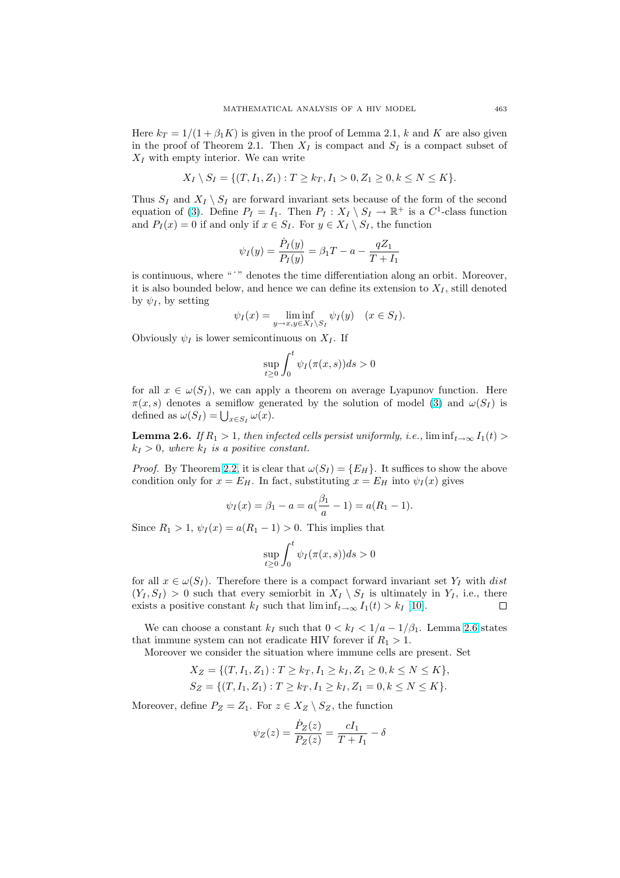Here $k_T = 1/(1 + \beta_1 K)$ is given in the proof of Lemma 2.1, $k$ and $K$ are also given in the proof of Theorem 2.1. Then $X_I$ is compact and $S_I$ is a compact subset of $X_I$ with empty interior. We can write

$$X_I \setminus S_I = \{(T, I_1, Z_1) : T \geq k_T, I_1 > 0, Z_1 \geq 0, k \leq N \leq K\}.$$

Thus $S_I$ and $X_I \setminus S_I$ are forward invariant sets because of the form of the second equation of (3). Define $P_I = I_1$. Then $P_I : X_I \setminus S_I \to \mathbb{R}^+$ is a $C^1$-class function and $P_I(x) = 0$ if and only if $x \in S_I$. For $y \in X_I \setminus S_I$, the function

$$\psi_I(y) = \frac{\dot{P}_I(y)}{P_I(y)} = \beta_1 T - a - \frac{qZ_1}{T + I_1}$$

is continuous, where "$\dot{}$" denotes the time differentiation along an orbit. Moreover, it is also bounded below, and hence we can define its extension to $X_I$, still denoted by $\psi_I$, by setting

$$\psi_I(x) = \liminf_{y \to x, y \in X_I \setminus S_I} \psi_I(y) \quad (x \in S_I).$$

Obviously $\psi_I$ is lower semicontinuous on $X_I$. If

$$\sup_{t \geq 0} \int_0^t \psi_I(\pi(x, s))ds > 0$$

for all $x \in \omega(S_I)$, we can apply a theorem on average Lyapunov function. Here $\pi(x, s)$ denotes a semiflow generated by the solution of model (3) and $\omega(S_I)$ is defined as $\omega(S_I) = \bigcup_{x \in S_I} \omega(x)$.

**Lemma 2.6.** *If $R_1 > 1$, then infected cells persist uniformly, i.e., $\liminf_{t \to \infty} I_1(t) > k_I > 0$, where $k_I$ is a positive constant.*

*Proof.* By Theorem 2.2, it is clear that $\omega(S_I) = \{E_H\}$. It suffices to show the above condition only for $x = E_H$. In fact, substituting $x = E_H$ into $\psi_I(x)$ gives

$$\psi_I(x) = \beta_1 - a = a(\frac{\beta_1}{a} - 1) = a(R_1 - 1).$$

Since $R_1 > 1$, $\psi_I(x) = a(R_1 - 1) > 0$. This implies that

$$\sup_{t \geq 0} \int_0^t \psi_I(\pi(x, s))ds > 0$$

for all $x \in \omega(S_I)$. Therefore there is a compact forward invariant set $Y_I$ with *dist* $(Y_I, S_I) > 0$ such that every semiorbit in $X_I \setminus S_I$ is ultimately in $Y_I$, i.e., there exists a positive constant $k_I$ such that $\liminf_{t \to \infty} I_1(t) > k_I$ [10]. $\square$

We can choose a constant $k_I$ such that $0 < k_I < 1/a - 1/\beta_1$. Lemma 2.6 states that immune system can not eradicate HIV forever if $R_1 > 1$.

Moreover we consider the situation where immune cells are present. Set

$$X_Z = \{(T, I_1, Z_1) : T \geq k_T, I_1 \geq k_I, Z_1 \geq 0, k \leq N \leq K\},$$
$$S_Z = \{(T, I_1, Z_1) : T \geq k_T, I_1 \geq k_I, Z_1 = 0, k \leq N \leq K\}.$$

Moreover, define $P_Z = Z_1$. For $z \in X_Z \setminus S_Z$, the function

$$\psi_Z(z) = \frac{\dot{P}_Z(z)}{P_Z(z)} = \frac{cI_1}{T + I_1} - \delta$$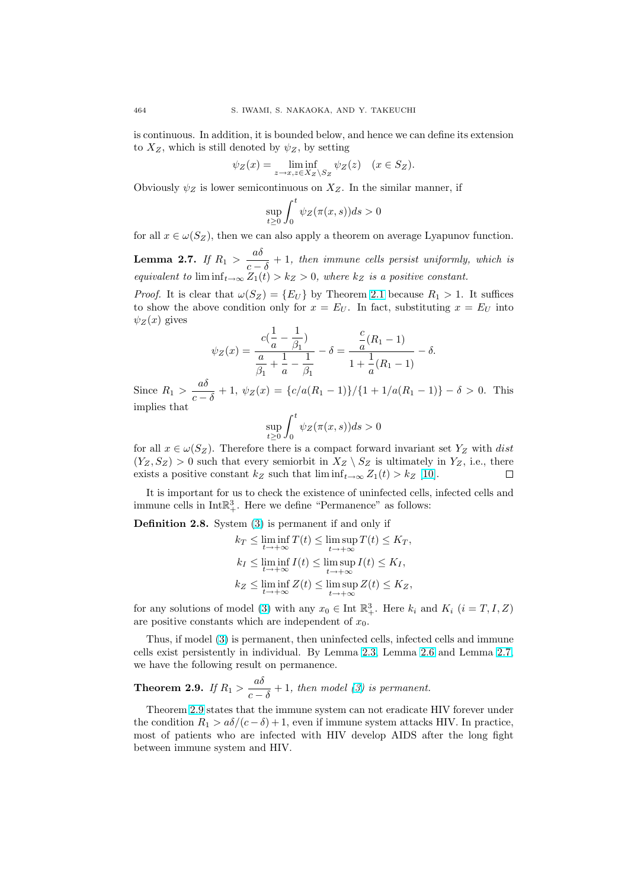is continuous. In addition, it is bounded below, and hence we can define its extension to $X_Z$, which is still denoted by $\psi_Z$, by setting

$$\psi_Z(x) = \liminf_{z \to x, z \in X_Z \setminus S_Z} \psi_Z(z) \quad (x \in S_Z).$$

Obviously $\psi_Z$ is lower semicontinuous on $X_Z$. In the similar manner, if

$$\sup_{t \geq 0} \int_0^t \psi_Z(\pi(x, s)) ds > 0$$

for all $x \in \omega(S_Z)$, then we can also apply a theorem on average Lyapunov function.

**Lemma 2.7.** *If $R_1 > \dfrac{a\delta}{c - \delta} + 1$, then immune cells persist uniformly, which is equivalent to $\liminf_{t \to \infty} Z_1(t) > k_Z > 0$, where $k_Z$ is a positive constant.*

*Proof.* It is clear that $\omega(S_Z) = \{E_U\}$ by Theorem 2.1 because $R_1 > 1$. It suffices to show the above condition only for $x = E_U$. In fact, substituting $x = E_U$ into $\psi_Z(x)$ gives

$$\psi_Z(x) = \frac{c(\dfrac{1}{a} - \dfrac{1}{\beta_1})}{\dfrac{a}{\beta_1} + \dfrac{1}{a} - \dfrac{1}{\beta_1}} - \delta = \frac{\dfrac{c}{a}(R_1 - 1)}{1 + \dfrac{1}{a}(R_1 - 1)} - \delta.$$

Since $R_1 > \dfrac{a\delta}{c - \delta} + 1$, $\psi_Z(x) = \{c/a(R_1 - 1)\}/\{1 + 1/a(R_1 - 1)\} - \delta > 0$. This implies that

$$\sup_{t \geq 0} \int_0^t \psi_Z(\pi(x, s)) ds > 0$$

for all $x \in \omega(S_Z)$. Therefore there is a compact forward invariant set $Y_Z$ with *dist* $(Y_Z, S_Z) > 0$ such that every semiorbit in $X_Z \setminus S_Z$ is ultimately in $Y_Z$, i.e., there exists a positive constant $k_Z$ such that $\liminf_{t \to \infty} Z_1(t) > k_Z$ [10]. $\square$

It is important for us to check the existence of uninfected cells, infected cells and immune cells in $\text{Int}\mathbb{R}^3_+$. Here we define "Permanence" as follows:

**Definition 2.8.** System (3) is permanent if and only if

$$k_T \leq \liminf_{t \to +\infty} T(t) \leq \limsup_{t \to +\infty} T(t) \leq K_T,$$
$$k_I \leq \liminf_{t \to +\infty} I(t) \leq \limsup_{t \to +\infty} I(t) \leq K_I,$$
$$k_Z \leq \liminf_{t \to +\infty} Z(t) \leq \limsup_{t \to +\infty} Z(t) \leq K_Z,$$

for any solutions of model (3) with any $x_0 \in \text{Int } \mathbb{R}^3_+$. Here $k_i$ and $K_i$ $(i = T, I, Z)$ are positive constants which are independent of $x_0$.

Thus, if model (3) is permanent, then uninfected cells, infected cells and immune cells exist persistently in individual. By Lemma 2.3, Lemma 2.6 and Lemma 2.7, we have the following result on permanence.

**Theorem 2.9.** *If $R_1 > \dfrac{a\delta}{c - \delta} + 1$, then model (3) is permanent.*

Theorem 2.9 states that the immune system can not eradicate HIV forever under the condition $R_1 > a\delta/(c - \delta) + 1$, even if immune system attacks HIV. In practice, most of patients who are infected with HIV develop AIDS after the long fight between immune system and HIV.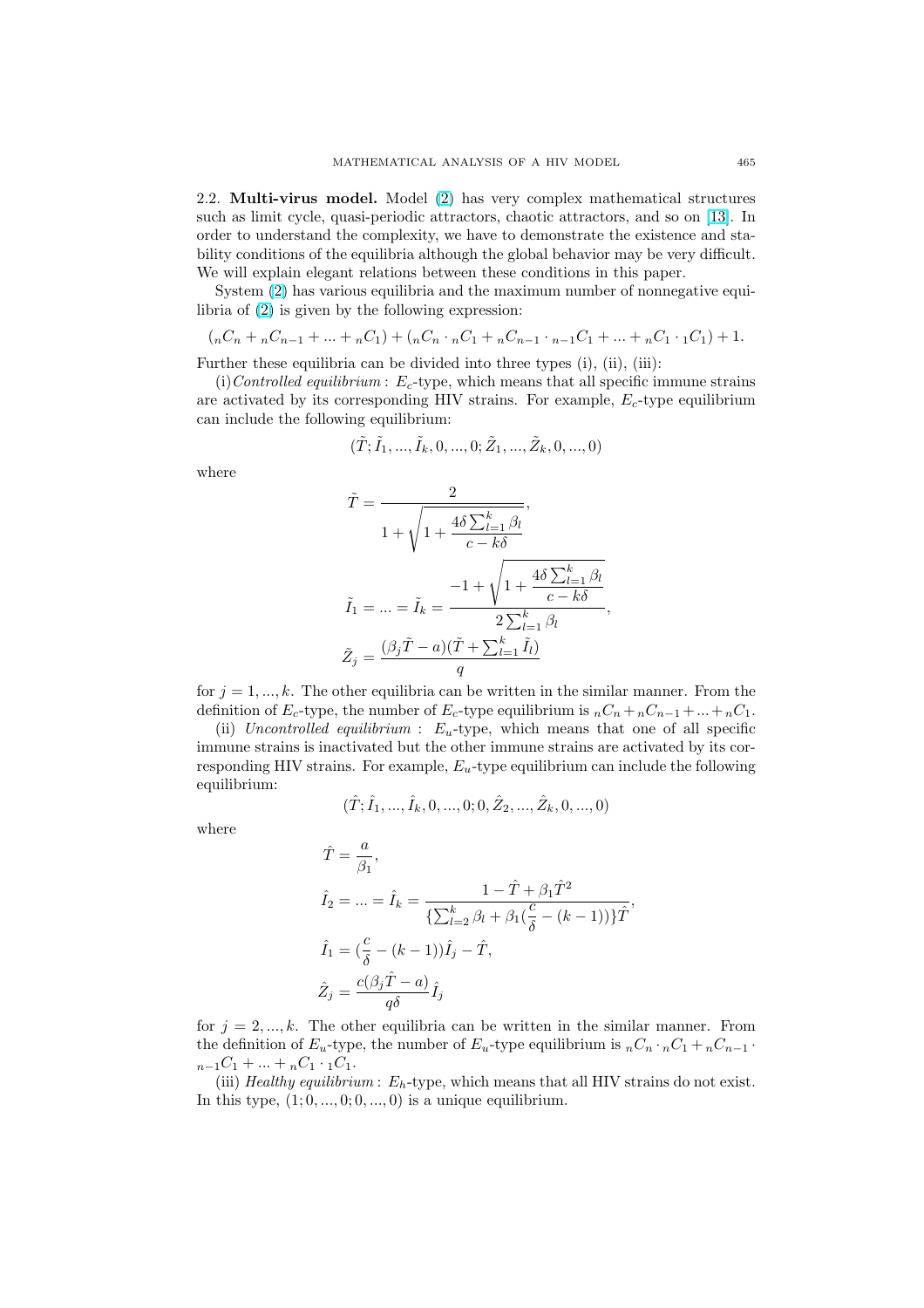2.2. **Multi-virus model.** Model (2) has very complex mathematical structures such as limit cycle, quasi-periodic attractors, chaotic attractors, and so on [13]. In order to understand the complexity, we have to demonstrate the existence and stability conditions of the equilibria although the global behavior may be very difficult. We will explain elegant relations between these conditions in this paper.

System (2) has various equilibria and the maximum number of nonnegative equilibria of (2) is given by the following expression:

$$({}_nC_n + {}_nC_{n-1} + ... + {}_nC_1) + ({}_nC_n \cdot {}_nC_1 + {}_nC_{n-1} \cdot {}_{n-1}C_1 + ... + {}_nC_1 \cdot {}_1C_1) + 1.$$

Further these equilibria can be divided into three types (i), (ii), (iii):

(i) *Controlled equilibrium* : $E_c$-type, which means that all specific immune strains are activated by its corresponding HIV strains. For example, $E_c$-type equilibrium can include the following equilibrium:

$$(\tilde{T}; \tilde{I}_1, ..., \tilde{I}_k, 0, ..., 0; \tilde{Z}_1, ..., \tilde{Z}_k, 0, ..., 0)$$

where

$$\tilde{T} = \frac{2}{1 + \sqrt{1 + \dfrac{4\delta \sum_{l=1}^{k} \beta_l}{c - k\delta}}},$$

$$\tilde{I}_1 = ... = \tilde{I}_k = \frac{-1 + \sqrt{1 + \dfrac{4\delta \sum_{l=1}^{k} \beta_l}{c - k\delta}}}{2 \sum_{l=1}^{k} \beta_l},$$

$$\tilde{Z}_j = \frac{(\beta_j \tilde{T} - a)(\tilde{T} + \sum_{l=1}^{k} \tilde{I}_l)}{q}$$

for $j = 1, ..., k$. The other equilibria can be written in the similar manner. From the definition of $E_c$-type, the number of $E_c$-type equilibrium is ${}_nC_n + {}_nC_{n-1} + ... + {}_nC_1$.

(ii) *Uncontrolled equilibrium* : $E_u$-type, which means that one of all specific immune strains is inactivated but the other immune strains are activated by its corresponding HIV strains. For example, $E_u$-type equilibrium can include the following equilibrium:

$$(\hat{T}; \hat{I}_1, ..., \hat{I}_k, 0, ..., 0; 0, \hat{Z}_2, ..., \hat{Z}_k, 0, ..., 0)$$

where

$$\hat{T} = \frac{a}{\beta_1},$$

$$\hat{I}_2 = ... = \hat{I}_k = \frac{1 - \hat{T} + \beta_1 \hat{T}^2}{\{\sum_{l=2}^{k} \beta_l + \beta_1(\frac{c}{\delta} - (k-1))\}\hat{T}},$$

$$\hat{I}_1 = (\frac{c}{\delta} - (k-1))\hat{I}_j - \hat{T},$$

$$\hat{Z}_j = \frac{c(\beta_j \hat{T} - a)}{q\delta} \hat{I}_j$$

for $j = 2, ..., k$. The other equilibria can be written in the similar manner. From the definition of $E_u$-type, the number of $E_u$-type equilibrium is ${}_nC_n \cdot {}_nC_1 + {}_nC_{n-1} \cdot {}_{n-1}C_1 + ... + {}_nC_1 \cdot {}_1C_1$.

(iii) *Healthy equilibrium* : $E_h$-type, which means that all HIV strains do not exist. In this type, $(1; 0, ..., 0; 0, ..., 0)$ is a unique equilibrium.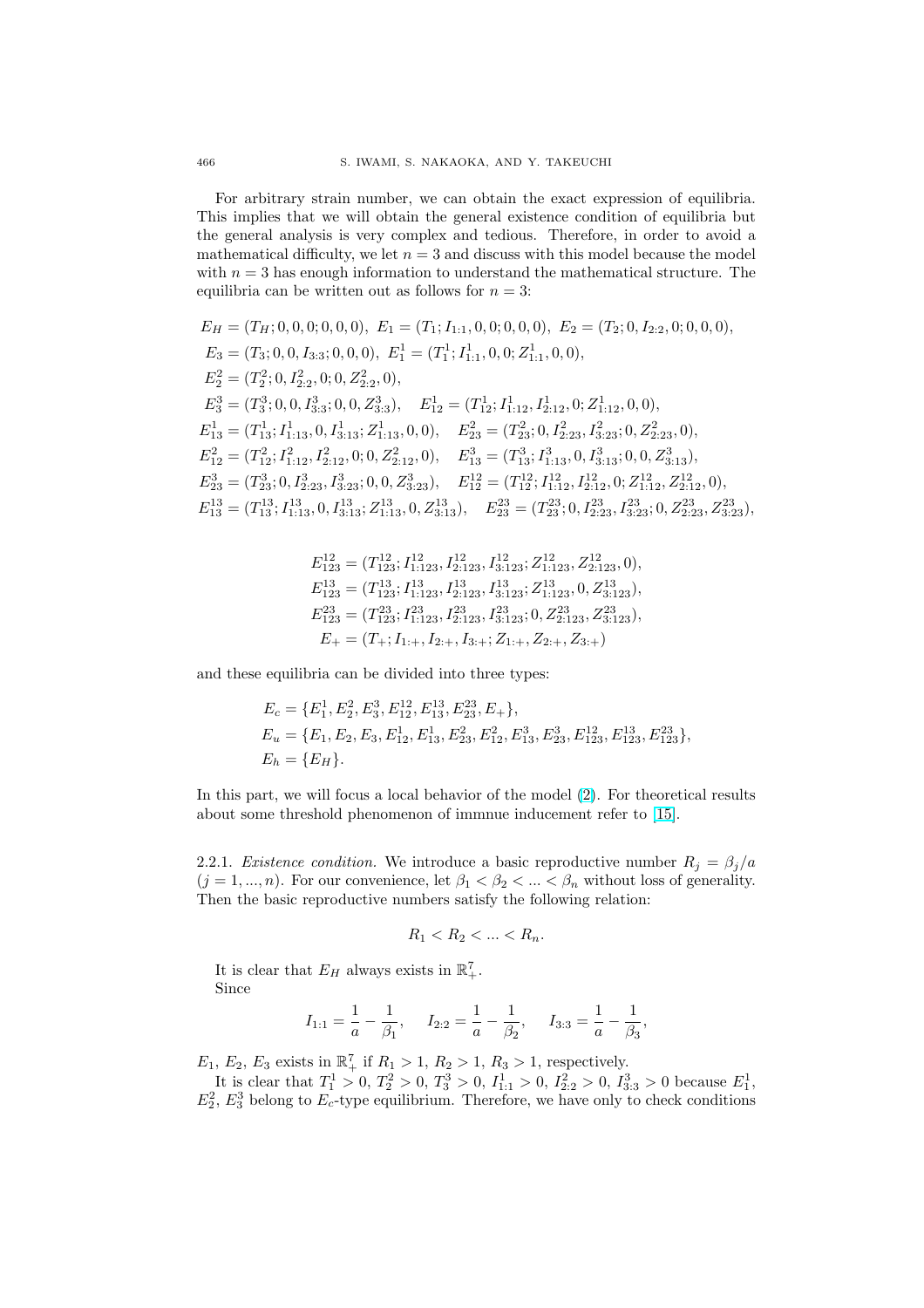For arbitrary strain number, we can obtain the exact expression of equilibria. This implies that we will obtain the general existence condition of equilibria but the general analysis is very complex and tedious. Therefore, in order to avoid a mathematical difficulty, we let $n = 3$ and discuss with this model because the model with $n = 3$ has enough information to understand the mathematical structure. The equilibria can be written out as follows for $n = 3$:

$$
\begin{aligned}
&E_H = (T_H; 0,0,0;0,0,0),\ E_1 = (T_1; I_{1:1}, 0,0;0,0,0),\ E_2 = (T_2; 0, I_{2:2}, 0; 0,0,0),\\
&E_3 = (T_3; 0,0, I_{3:3}; 0,0,0),\ E_1^1 = (T_1^1; I_{1:1}^1, 0,0; Z_{1:1}^1, 0,0),\\
&E_2^2 = (T_2^2; 0, I_{2:2}^2, 0; 0, Z_{2:2}^2, 0),\\
&E_3^3 = (T_3^3; 0,0, I_{3:3}^3; 0,0, Z_{3:3}^3),\quad E_{12}^1 = (T_{12}^1; I_{1:12}^1, I_{2:12}^1, 0; Z_{1:12}^1, 0,0),\\
&E_{13}^1 = (T_{13}^1; I_{1:13}^1, 0, I_{3:13}^1; Z_{1:13}^1, 0,0),\quad E_{23}^2 = (T_{23}^2; 0, I_{2:23}^2, I_{3:23}^2; 0, Z_{2:23}^2, 0),\\
&E_{12}^2 = (T_{12}^2; I_{1:12}^2, I_{2:12}^2, 0; 0, Z_{2:12}^2, 0),\quad E_{13}^3 = (T_{13}^3; I_{1:13}^3, 0, I_{3:13}^3; 0,0, Z_{3:13}^3),\\
&E_{23}^3 = (T_{23}^3; 0, I_{2:23}^3, I_{3:23}^3; 0,0, Z_{3:23}^3),\quad E_{12}^{12} = (T_{12}^{12}; I_{1:12}^{12}, I_{2:12}^{12}, 0; Z_{1:12}^{12}, Z_{2:12}^{12}, 0),\\
&E_{13}^{13} = (T_{13}^{13}; I_{1:13}^{13}, 0, I_{3:13}^{13}; Z_{1:13}^{13}, 0, Z_{3:13}^{13}),\quad E_{23}^{23} = (T_{23}^{23}; 0, I_{2:23}^{23}, I_{3:23}^{23}; 0, Z_{2:23}^{23}, Z_{3:23}^{23}),
\end{aligned}
$$

$$
\begin{aligned}
E_{123}^{12} &= (T_{123}^{12}; I_{1:123}^{12}, I_{2:123}^{12}, I_{3:123}^{12}; Z_{1:123}^{12}, Z_{2:123}^{12}, 0),\\
E_{123}^{13} &= (T_{123}^{13}; I_{1:123}^{13}, I_{2:123}^{13}, I_{3:123}^{13}; Z_{1:123}^{13}, 0, Z_{3:123}^{13}),\\
E_{123}^{23} &= (T_{123}^{23}; I_{1:123}^{23}, I_{2:123}^{23}, I_{3:123}^{23}; 0, Z_{2:123}^{23}, Z_{3:123}^{23}),\\
E_+ &= (T_+; I_{1:+}, I_{2:+}, I_{3:+}; Z_{1:+}, Z_{2:+}, Z_{3:+})
\end{aligned}
$$

and these equilibria can be divided into three types:

$$
\begin{aligned}
E_c &= \{E_1^1, E_2^2, E_3^3, E_{12}^{12}, E_{13}^{13}, E_{23}^{23}, E_+\},\\
E_u &= \{E_1, E_2, E_3, E_{12}^1, E_{13}^1, E_{23}^2, E_{12}^2, E_{13}^3, E_{23}^3, E_{123}^{12}, E_{123}^{13}, E_{123}^{23}\},\\
E_h &= \{E_H\}.
\end{aligned}
$$

In this part, we will focus a local behavior of the model (2). For theoretical results about some threshold phenomenon of immnue inducement refer to [15].

2.2.1. *Existence condition.* We introduce a basic reproductive number $R_j = \beta_j/a$ ($j = 1, ..., n$). For our convenience, let $\beta_1 < \beta_2 < ... < \beta_n$ without loss of generality. Then the basic reproductive numbers satisfy the following relation:

$$
R_1 < R_2 < ... < R_n.
$$

It is clear that $E_H$ always exists in $\mathbb{R}_+^7$.

Since

$$
I_{1:1} = \frac{1}{a} - \frac{1}{\beta_1}, \quad I_{2:2} = \frac{1}{a} - \frac{1}{\beta_2}, \quad I_{3:3} = \frac{1}{a} - \frac{1}{\beta_3},
$$

$E_1$, $E_2$, $E_3$ exists in $\mathbb{R}_+^7$ if $R_1 > 1$, $R_2 > 1$, $R_3 > 1$, respectively.

It is clear that $T_1^1 > 0$, $T_2^2 > 0$, $T_3^3 > 0$, $I_{1:1}^1 > 0$, $I_{2:2}^2 > 0$, $I_{3:3}^3 > 0$ because $E_1^1$, $E_2^2$, $E_3^3$ belong to $E_c$-type equilibrium. Therefore, we have only to check conditions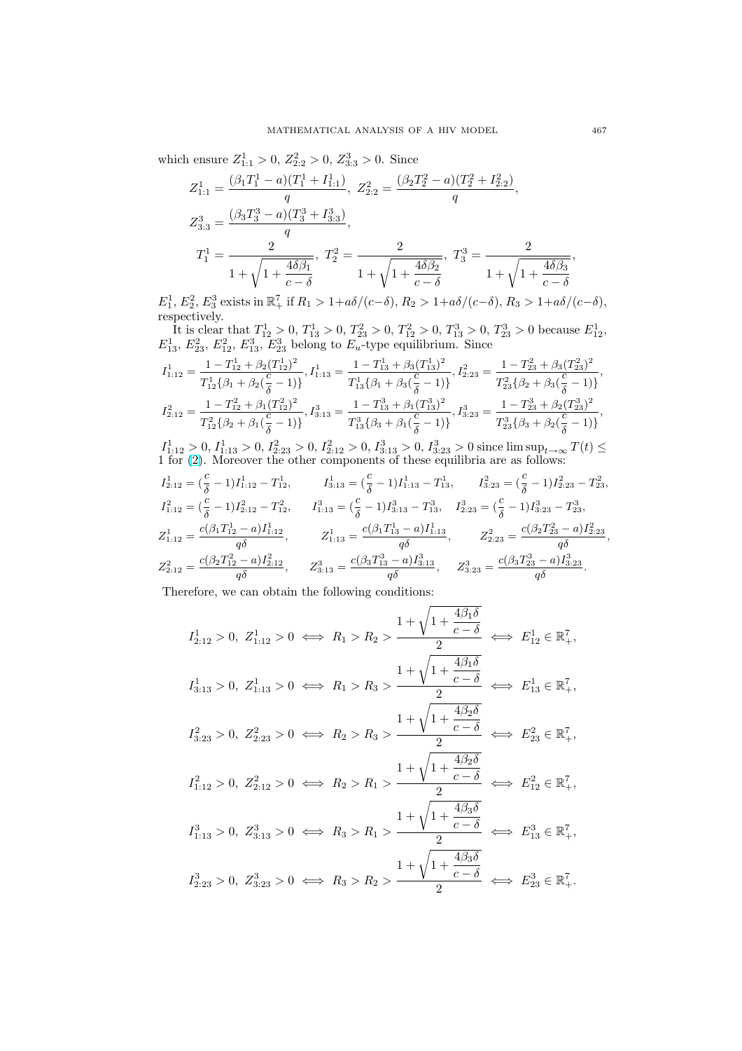which ensure $Z^1_{1:1} > 0$, $Z^2_{2:2} > 0$, $Z^3_{3:3} > 0$. Since

$$Z^1_{1:1} = \frac{(\beta_1 T^1_1 - a)(T^1_1 + I^1_{1:1})}{q},\ Z^2_{2:2} = \frac{(\beta_2 T^2_2 - a)(T^2_2 + I^2_{2:2})}{q},$$

$$Z^3_{3:3} = \frac{(\beta_3 T^3_3 - a)(T^3_3 + I^3_{3:3})}{q},$$

$$T^1_1 = \frac{2}{1 + \sqrt{1 + \dfrac{4\delta\beta_1}{c - \delta}}},\ T^2_2 = \frac{2}{1 + \sqrt{1 + \dfrac{4\delta\beta_2}{c - \delta}}},\ T^3_3 = \frac{2}{1 + \sqrt{1 + \dfrac{4\delta\beta_3}{c - \delta}}},$$

$E^1_1$, $E^2_2$, $E^3_3$ exists in $\mathbb{R}^7_+$ if $R_1 > 1 + a\delta/(c-\delta)$, $R_2 > 1 + a\delta/(c-\delta)$, $R_3 > 1 + a\delta/(c-\delta)$, respectively.

It is clear that $T^1_{12} > 0$, $T^1_{13} > 0$, $T^2_{23} > 0$, $T^2_{12} > 0$, $T^3_{13} > 0$, $T^3_{23} > 0$ because $E^1_{12}$, $E^1_{13}$, $E^2_{23}$, $E^2_{12}$, $E^3_{13}$, $E^3_{23}$ belong to $E_u$-type equilibrium. Since

$$I^1_{1:12} = \frac{1 - T^1_{12} + \beta_2 (T^1_{12})^2}{T^1_{12}\{\beta_1 + \beta_2(\frac{c}{\delta} - 1)\}},\ I^1_{1:13} = \frac{1 - T^1_{13} + \beta_3 (T^1_{13})^2}{T^1_{13}\{\beta_1 + \beta_3(\frac{c}{\delta} - 1)\}},\ I^2_{2:23} = \frac{1 - T^2_{23} + \beta_3 (T^2_{23})^2}{T^2_{23}\{\beta_2 + \beta_3(\frac{c}{\delta} - 1)\}},$$

$$I^2_{2:12} = \frac{1 - T^2_{12} + \beta_1 (T^2_{12})^2}{T^2_{12}\{\beta_2 + \beta_1(\frac{c}{\delta} - 1)\}},\ I^3_{3:13} = \frac{1 - T^3_{13} + \beta_1 (T^3_{13})^2}{T^3_{13}\{\beta_3 + \beta_1(\frac{c}{\delta} - 1)\}},\ I^3_{3:23} = \frac{1 - T^3_{23} + \beta_2 (T^3_{23})^2}{T^3_{23}\{\beta_3 + \beta_2(\frac{c}{\delta} - 1)\}},$$

$I^1_{1:12} > 0$, $I^1_{1:13} > 0$, $I^2_{2:23} > 0$, $I^2_{2:12} > 0$, $I^3_{3:13} > 0$, $I^3_{3:23} > 0$ since $\limsup_{t\to\infty} T(t) \leq 1$ for (2). Moreover the other components of these equilibria are as follows:

$$I^1_{2:12} = (\frac{c}{\delta} - 1)I^1_{1:12} - T^1_{12}, \qquad I^1_{3:13} = (\frac{c}{\delta} - 1)I^1_{1:13} - T^1_{13}, \qquad I^2_{3:23} = (\frac{c}{\delta} - 1)I^2_{2:23} - T^2_{23},$$

$$I^2_{1:12} = (\frac{c}{\delta} - 1)I^2_{2:12} - T^2_{12}, \qquad I^3_{1:13} = (\frac{c}{\delta} - 1)I^3_{3:13} - T^3_{13}, \qquad I^2_{2:23} = (\frac{c}{\delta} - 1)I^3_{3:23} - T^3_{23},$$

$$Z^1_{1:12} = \frac{c(\beta_1 T^1_{12} - a)I^1_{1:12}}{q\delta}, \qquad Z^1_{1:13} = \frac{c(\beta_1 T^1_{13} - a)I^1_{1:13}}{q\delta}, \qquad Z^2_{2:23} = \frac{c(\beta_2 T^2_{23} - a)I^2_{2:23}}{q\delta},$$

$$Z^2_{2:12} = \frac{c(\beta_2 T^2_{12} - a)I^2_{2:12}}{q\delta}, \qquad Z^3_{3:13} = \frac{c(\beta_3 T^3_{13} - a)I^3_{3:13}}{q\delta}, \qquad Z^3_{3:23} = \frac{c(\beta_3 T^3_{23} - a)I^3_{3:23}}{q\delta}.$$

Therefore, we can obtain the following conditions:

$$I^1_{2:12} > 0,\ Z^1_{1:12} > 0 \iff R_1 > R_2 > \frac{1 + \sqrt{1 + \dfrac{4\beta_1\delta}{c - \delta}}}{2} \iff E^1_{12} \in \mathbb{R}^7_+,$$

$$I^1_{3:13} > 0,\ Z^1_{1:13} > 0 \iff R_1 > R_3 > \frac{1 + \sqrt{1 + \dfrac{4\beta_1\delta}{c - \delta}}}{2} \iff E^1_{13} \in \mathbb{R}^7_+,$$

$$I^2_{3:23} > 0,\ Z^2_{2:23} > 0 \iff R_2 > R_3 > \frac{1 + \sqrt{1 + \dfrac{4\beta_2\delta}{c - \delta}}}{2} \iff E^2_{23} \in \mathbb{R}^7_+,$$

$$I^2_{1:12} > 0,\ Z^2_{2:12} > 0 \iff R_2 > R_1 > \frac{1 + \sqrt{1 + \dfrac{4\beta_2\delta}{c - \delta}}}{2} \iff E^2_{12} \in \mathbb{R}^7_+,$$

$$I^3_{1:13} > 0,\ Z^3_{3:13} > 0 \iff R_3 > R_1 > \frac{1 + \sqrt{1 + \dfrac{4\beta_3\delta}{c - \delta}}}{2} \iff E^3_{13} \in \mathbb{R}^7_+,$$

$$I^3_{2:23} > 0,\ Z^3_{3:23} > 0 \iff R_3 > R_2 > \frac{1 + \sqrt{1 + \dfrac{4\beta_3\delta}{c - \delta}}}{2} \iff E^3_{23} \in \mathbb{R}^7_+.$$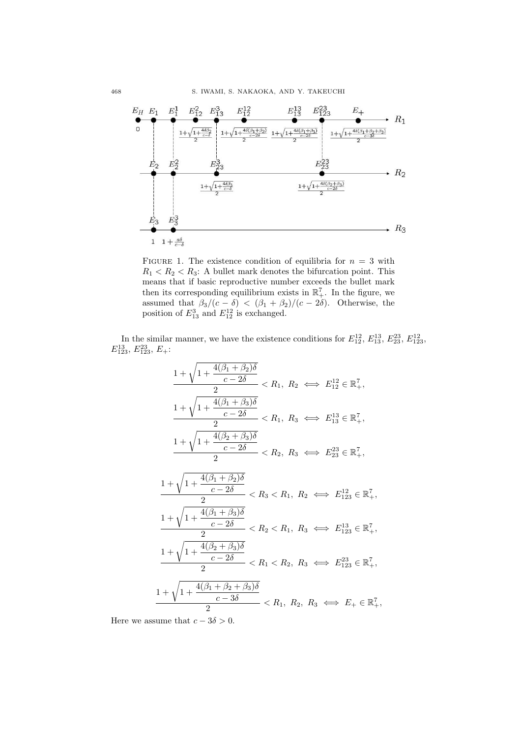FIGURE 1. The existence condition of equilibria for $n = 3$ with $R_1 < R_2 < R_3$: A bullet mark denotes the bifurcation point. This means that if basic reproductive number exceeds the bullet mark then its corresponding equilibrium exists in $\mathbb{R}^7_+$. In the figure, we assumed that $\beta_3/(c-\delta) < (\beta_1+\beta_2)/(c-2\delta)$. Otherwise, the position of $E^3_{13}$ and $E^{12}_{12}$ is exchanged.

In the similar manner, we have the existence conditions for $E^{12}_{12}$, $E^{13}_{13}$, $E^{23}_{23}$, $E^{12}_{123}$, $E^{13}_{123}$, $E^{23}_{123}$, $E_+$:

$$\frac{1+\sqrt{1+\dfrac{4(\beta_1+\beta_2)\delta}{c-2\delta}}}{2} < R_1,\ R_2 \iff E^{12}_{12} \in \mathbb{R}^7_+,$$

$$\frac{1+\sqrt{1+\dfrac{4(\beta_1+\beta_3)\delta}{c-2\delta}}}{2} < R_1,\ R_3 \iff E^{13}_{13} \in \mathbb{R}^7_+,$$

$$\frac{1+\sqrt{1+\dfrac{4(\beta_2+\beta_3)\delta}{c-2\delta}}}{2} < R_2,\ R_3 \iff E^{23}_{23} \in \mathbb{R}^7_+,$$

$$\frac{1+\sqrt{1+\dfrac{4(\beta_1+\beta_2)\delta}{c-2\delta}}}{2} < R_3 < R_1,\ R_2 \iff E^{12}_{123} \in \mathbb{R}^7_+,$$

$$\frac{1+\sqrt{1+\dfrac{4(\beta_1+\beta_3)\delta}{c-2\delta}}}{2} < R_2 < R_1,\ R_3 \iff E^{13}_{123} \in \mathbb{R}^7_+,$$

$$\frac{1+\sqrt{1+\dfrac{4(\beta_2+\beta_3)\delta}{c-2\delta}}}{2} < R_1 < R_2,\ R_3 \iff E^{23}_{123} \in \mathbb{R}^7_+,$$

$$\frac{1+\sqrt{1+\dfrac{4(\beta_1+\beta_2+\beta_3)\delta}{c-3\delta}}}{2} < R_1,\ R_2,\ R_3 \iff E_+ \in \mathbb{R}^7_+,$$

Here we assume that $c - 3\delta > 0$.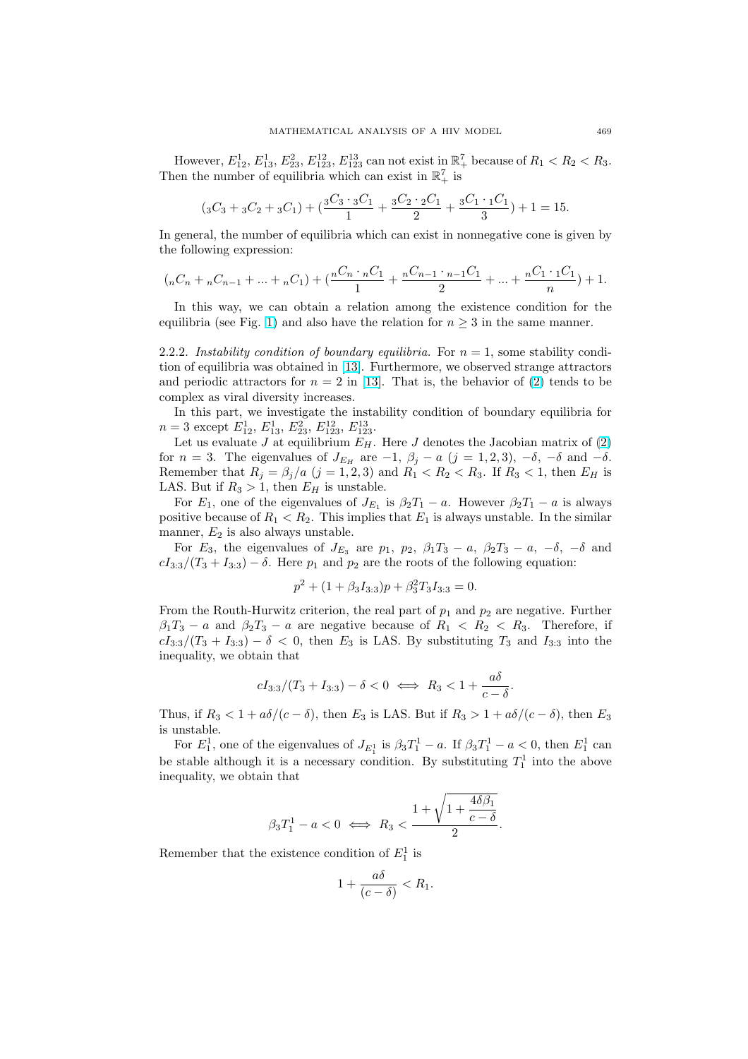However, $E^1_{12}$, $E^1_{13}$, $E^2_{23}$, $E^{12}_{123}$, $E^{13}_{123}$ can not exist in $\mathbb{R}^7_+$ because of $R_1 < R_2 < R_3$. Then the number of equilibria which can exist in $\mathbb{R}^7_+$ is

$$({}_3C_3 + {}_3C_2 + {}_3C_1) + (\frac{{}_3C_3 \cdot {}_3C_1}{1} + \frac{{}_3C_2 \cdot {}_2C_1}{2} + \frac{{}_3C_1 \cdot {}_1C_1}{3}) + 1 = 15.$$

In general, the number of equilibria which can exist in nonnegative cone is given by the following expression:

$$({}_nC_n + {}_nC_{n-1} + ... + {}_nC_1) + (\frac{{}_nC_n \cdot {}_nC_1}{1} + \frac{{}_nC_{n-1} \cdot {}_{n-1}C_1}{2} + ... + \frac{{}_nC_1 \cdot {}_1C_1}{n}) + 1.$$

In this way, we can obtain a relation among the existence condition for the equilibria (see Fig. 1) and also have the relation for $n \geq 3$ in the same manner.

2.2.2. *Instability condition of boundary equilibria.* For $n = 1$, some stability condition of equilibria was obtained in [13]. Furthermore, we observed strange attractors and periodic attractors for $n = 2$ in [13]. That is, the behavior of (2) tends to be complex as viral diversity increases.

In this part, we investigate the instability condition of boundary equilibria for $n = 3$ except $E^1_{12}$, $E^1_{13}$, $E^2_{23}$, $E^{12}_{123}$, $E^{13}_{123}$.

Let us evaluate $J$ at equilibrium $E_H$. Here $J$ denotes the Jacobian matrix of (2) for $n = 3$. The eigenvalues of $J_{E_H}$ are $-1$, $\beta_j - a$ $(j = 1, 2, 3)$, $-\delta$, $-\delta$ and $-\delta$. Remember that $R_j = \beta_j/a$ $(j = 1, 2, 3)$ and $R_1 < R_2 < R_3$. If $R_3 < 1$, then $E_H$ is LAS. But if $R_3 > 1$, then $E_H$ is unstable.

For $E_1$, one of the eigenvalues of $J_{E_1}$ is $\beta_2 T_1 - a$. However $\beta_2 T_1 - a$ is always positive because of $R_1 < R_2$. This implies that $E_1$ is always unstable. In the similar manner, $E_2$ is also always unstable.

For $E_3$, the eigenvalues of $J_{E_3}$ are $p_1$, $p_2$, $\beta_1 T_3 - a$, $\beta_2 T_3 - a$, $-\delta$, $-\delta$ and $cI_{3:3}/(T_3 + I_{3:3}) - \delta$. Here $p_1$ and $p_2$ are the roots of the following equation:

$$p^2 + (1 + \beta_3 I_{3:3})p + \beta_3^2 T_3 I_{3:3} = 0.$$

From the Routh-Hurwitz criterion, the real part of $p_1$ and $p_2$ are negative. Further $\beta_1 T_3 - a$ and $\beta_2 T_3 - a$ are negative because of $R_1 < R_2 < R_3$. Therefore, if $cI_{3:3}/(T_3 + I_{3:3}) - \delta < 0$, then $E_3$ is LAS. By substituting $T_3$ and $I_{3:3}$ into the inequality, we obtain that

$$cI_{3:3}/(T_3 + I_{3:3}) - \delta < 0 \iff R_3 < 1 + \frac{a\delta}{c - \delta}.$$

Thus, if $R_3 < 1 + a\delta/(c - \delta)$, then $E_3$ is LAS. But if $R_3 > 1 + a\delta/(c - \delta)$, then $E_3$ is unstable.

For $E^1_1$, one of the eigenvalues of $J_{E^1_1}$ is $\beta_3 T^1_1 - a$. If $\beta_3 T^1_1 - a < 0$, then $E^1_1$ can be stable although it is a necessary condition. By substituting $T^1_1$ into the above inequality, we obtain that

$$\beta_3 T^1_1 - a < 0 \iff R_3 < \frac{1 + \sqrt{1 + \dfrac{4\delta\beta_1}{c - \delta}}}{2}.$$

Remember that the existence condition of $E^1_1$ is

$$1 + \frac{a\delta}{(c - \delta)} < R_1.$$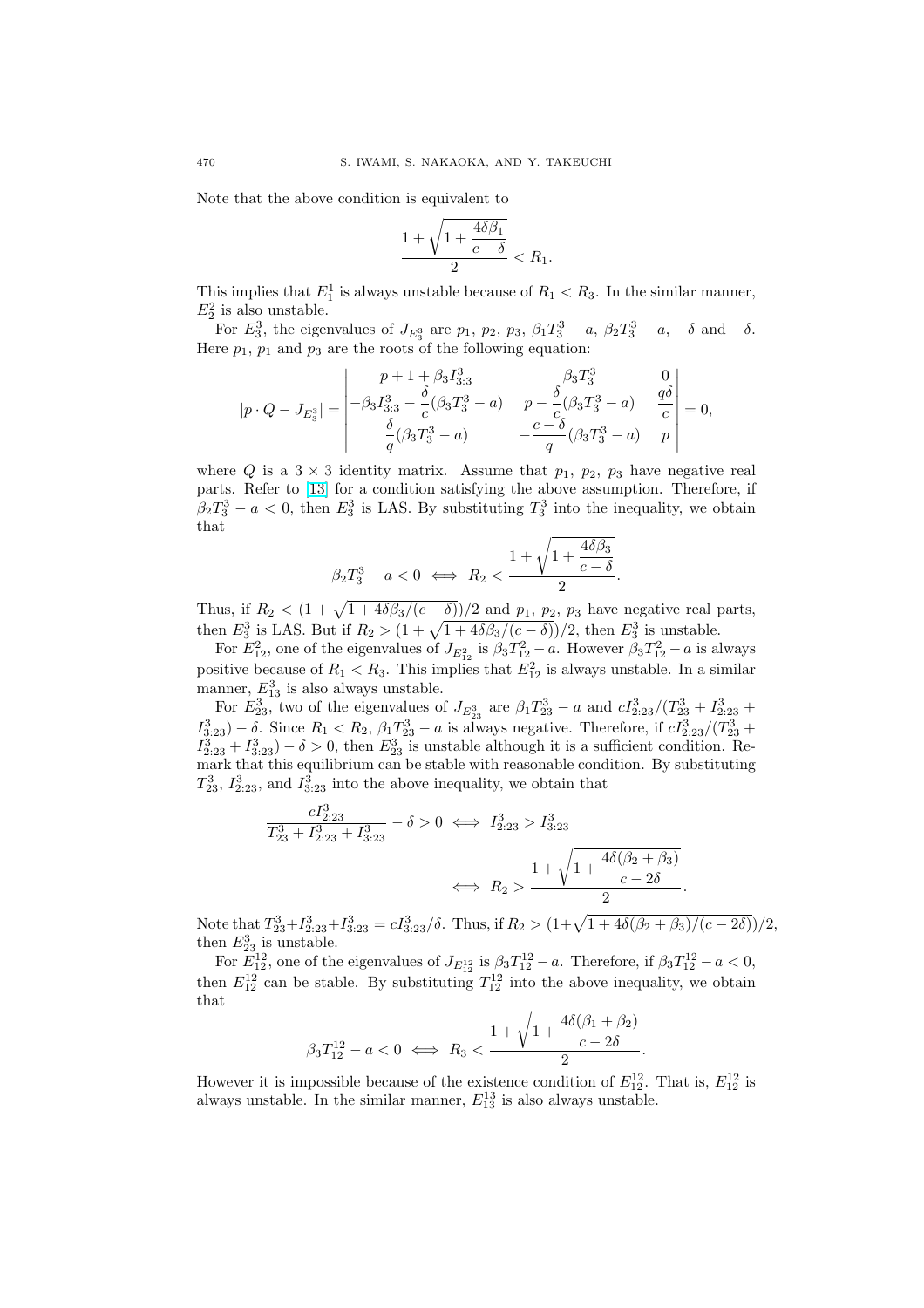Note that the above condition is equivalent to

$$\frac{1+\sqrt{1+\dfrac{4\delta\beta_1}{c-\delta}}}{2} < R_1.$$

This implies that $E_1^1$ is always unstable because of $R_1 < R_3$. In the similar manner, $E_2^2$ is also unstable.

For $E_3^3$, the eigenvalues of $J_{E_3^3}$ are $p_1$, $p_2$, $p_3$, $\beta_1 T_3^3 - a$, $\beta_2 T_3^3 - a$, $-\delta$ and $-\delta$. Here $p_1$, $p_1$ and $p_3$ are the roots of the following equation:

$$|p\cdot Q - J_{E_3^3}| = \begin{vmatrix} p+1+\beta_3 I_{3:3}^3 & \beta_3 T_3^3 & 0 \\ -\beta_3 I_{3:3}^3 - \dfrac{\delta}{c}(\beta_3 T_3^3 - a) & p - \dfrac{\delta}{c}(\beta_3 T_3^3 - a) & \dfrac{q\delta}{c} \\ \dfrac{\delta}{q}(\beta_3 T_3^3 - a) & -\dfrac{c-\delta}{q}(\beta_3 T_3^3 - a) & p \end{vmatrix} = 0,$$

where $Q$ is a $3\times 3$ identity matrix. Assume that $p_1$, $p_2$, $p_3$ have negative real parts. Refer to [13] for a condition satisfying the above assumption. Therefore, if $\beta_2 T_3^3 - a < 0$, then $E_3^3$ is LAS. By substituting $T_3^3$ into the inequality, we obtain that

$$\beta_2 T_3^3 - a < 0 \iff R_2 < \frac{1+\sqrt{1+\dfrac{4\delta\beta_3}{c-\delta}}}{2}.$$

Thus, if $R_2 < (1+\sqrt{1+4\delta\beta_3/(c-\delta)})/2$ and $p_1$, $p_2$, $p_3$ have negative real parts, then $E_3^3$ is LAS. But if $R_2 > (1+\sqrt{1+4\delta\beta_3/(c-\delta)})/2$, then $E_3^3$ is unstable.

For $E_{12}^2$, one of the eigenvalues of $J_{E_{12}^2}$ is $\beta_3 T_{12}^2 - a$. However $\beta_3 T_{12}^2 - a$ is always positive because of $R_1 < R_3$. This implies that $E_{12}^2$ is always unstable. In a similar manner, $E_{13}^3$ is also always unstable.

For $E_{23}^3$, two of the eigenvalues of $J_{E_{23}^3}$ are $\beta_1 T_{23}^3 - a$ and $cI_{2:23}^3/(T_{23}^3 + I_{2:23}^3 + I_{3:23}^3) - \delta$. Since $R_1 < R_2$, $\beta_1 T_{23}^3 - a$ is always negative. Therefore, if $cI_{2:23}^3/(T_{23}^3 + I_{2:23}^3 + I_{3:23}^3) - \delta > 0$, then $E_{23}^3$ is unstable although it is a sufficient condition. Remark that this equilibrium can be stable with reasonable condition. By substituting $T_{23}^3$, $I_{2:23}^3$, and $I_{3:23}^3$ into the above inequality, we obtain that

$$\begin{aligned} \frac{cI_{2:23}^3}{T_{23}^3 + I_{2:23}^3 + I_{3:23}^3} - \delta > 0 &\iff I_{2:23}^3 > I_{3:23}^3 \\ &\iff R_2 > \frac{1+\sqrt{1+\dfrac{4\delta(\beta_2+\beta_3)}{c-2\delta}}}{2}. \end{aligned}$$

Note that $T_{23}^3 + I_{2:23}^3 + I_{3:23}^3 = cI_{3:23}^3/\delta$. Thus, if $R_2 > (1+\sqrt{1+4\delta(\beta_2+\beta_3)/(c-2\delta)})/2$, then $E_{23}^3$ is unstable.

For $E_{12}^{12}$, one of the eigenvalues of $J_{E_{12}^{12}}$ is $\beta_3 T_{12}^{12} - a$. Therefore, if $\beta_3 T_{12}^{12} - a < 0$, then $E_{12}^{12}$ can be stable. By substituting $T_{12}^{12}$ into the above inequality, we obtain that

$$\beta_3 T_{12}^{12} - a < 0 \iff R_3 < \frac{1+\sqrt{1+\dfrac{4\delta(\beta_1+\beta_2)}{c-2\delta}}}{2}.$$

However it is impossible because of the existence condition of $E_{12}^{12}$. That is, $E_{12}^{12}$ is always unstable. In the similar manner, $E_{13}^{13}$ is also always unstable.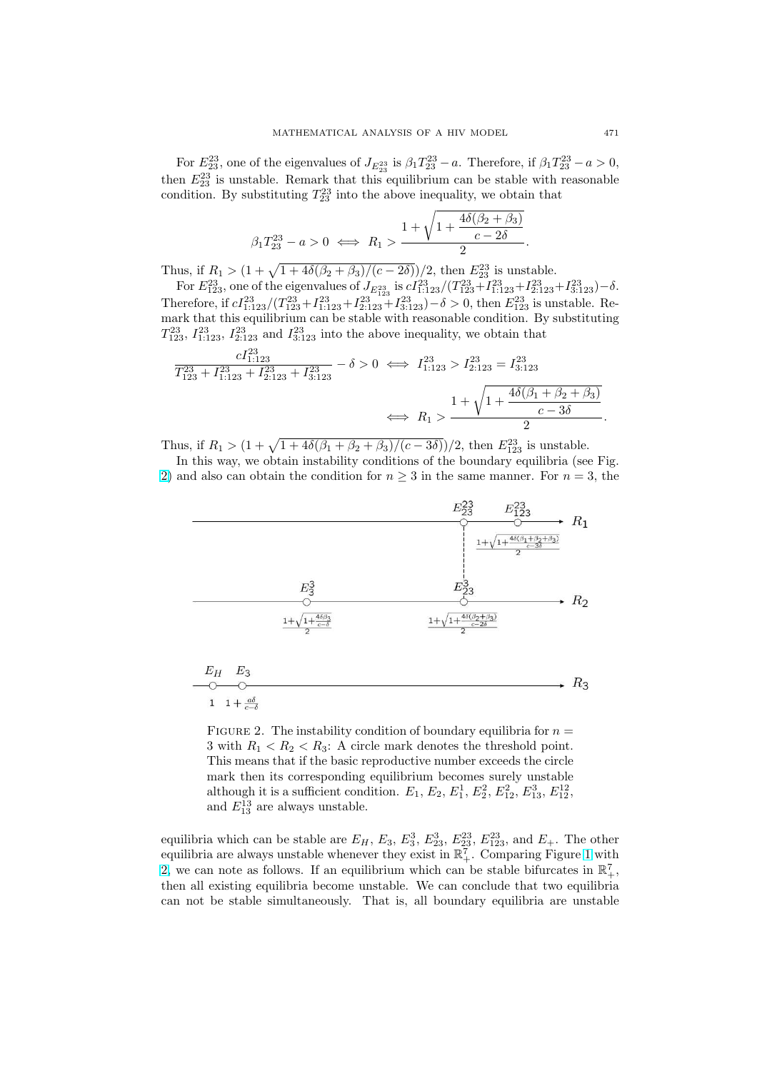For $E_{23}^{23}$, one of the eigenvalues of $J_{E_{23}^{23}}$ is $\beta_1 T_{23}^{23} - a$. Therefore, if $\beta_1 T_{23}^{23} - a > 0$, then $E_{23}^{23}$ is unstable. Remark that this equilibrium can be stable with reasonable condition. By substituting $T_{23}^{23}$ into the above inequality, we obtain that

$$\beta_1 T_{23}^{23} - a > 0 \iff R_1 > \frac{1 + \sqrt{1 + \dfrac{4\delta(\beta_2 + \beta_3)}{c - 2\delta}}}{2}.$$

Thus, if $R_1 > (1 + \sqrt{1 + 4\delta(\beta_2 + \beta_3)/(c - 2\delta)})/2$, then $E_{23}^{23}$ is unstable.

For $E_{123}^{23}$, one of the eigenvalues of $J_{E_{123}^{23}}$ is $cI_{1:123}^{23}/(T_{123}^{23} + I_{1:123}^{23} + I_{2:123}^{23} + I_{3:123}^{23}) - \delta$. Therefore, if $cI_{1:123}^{23}/(T_{123}^{23} + I_{1:123}^{23} + I_{2:123}^{23} + I_{3:123}^{23}) - \delta > 0$, then $E_{123}^{23}$ is unstable. Remark that this equilibrium can be stable with reasonable condition. By substituting $T_{123}^{23}$, $I_{1:123}^{23}$, $I_{2:123}^{23}$ and $I_{3:123}^{23}$ into the above inequality, we obtain that

$$\frac{cI_{1:123}^{23}}{T_{123}^{23} + I_{1:123}^{23} + I_{2:123}^{23} + I_{3:123}^{23}} - \delta > 0 \iff I_{1:123}^{23} > I_{2:123}^{23} = I_{3:123}^{23}$$

$$\iff R_1 > \frac{1 + \sqrt{1 + \dfrac{4\delta(\beta_1 + \beta_2 + \beta_3)}{c - 3\delta}}}{2}.$$

Thus, if $R_1 > (1 + \sqrt{1 + 4\delta(\beta_1 + \beta_2 + \beta_3)/(c - 3\delta)})/2$, then $E_{123}^{23}$ is unstable.

In this way, we obtain instability conditions of the boundary equilibria (see Fig. 2) and also can obtain the condition for $n \geq 3$ in the same manner. For $n = 3$, the

FIGURE 2. The instability condition of boundary equilibria for $n = 3$ with $R_1 < R_2 < R_3$: A circle mark denotes the threshold point. This means that if the basic reproductive number exceeds the circle mark then its corresponding equilibrium becomes surely unstable although it is a sufficient condition. $E_1$, $E_2$, $E_1^1$, $E_2^2$, $E_{12}^2$, $E_{13}^3$, $E_{12}^{12}$, and $E_{13}^{13}$ are always unstable.

equilibria which can be stable are $E_H$, $E_3$, $E_3^3$, $E_{23}^3$, $E_{23}^{23}$, $E_{123}^{23}$, and $E_+$. The other equilibria are always unstable whenever they exist in $\mathbb{R}_+^7$. Comparing Figure 1 with 2, we can note as follows. If an equilibrium which can be stable bifurcates in $\mathbb{R}_+^7$, then all existing equilibria become unstable. We can conclude that two equilibria can not be stable simultaneously. That is, all boundary equilibria are unstable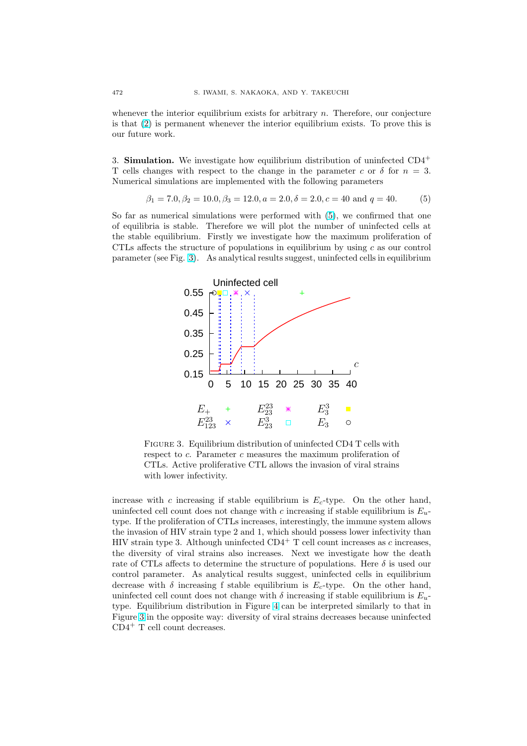whenever the interior equilibrium exists for arbitrary $n$. Therefore, our conjecture is that (2) is permanent whenever the interior equilibrium exists. To prove this is our future work.

## 3. Simulation.

We investigate how equilibrium distribution of uninfected CD4$^+$ T cells changes with respect to the change in the parameter $c$ or $\delta$ for $n = 3$. Numerical simulations are implemented with the following parameters

$$\beta_1 = 7.0, \beta_2 = 10.0, \beta_3 = 12.0, a = 2.0, \delta = 2.0, c = 40 \text{ and } q = 40. \tag{5}$$

So far as numerical simulations were performed with (5), we confirmed that one of equilibria is stable. Therefore we will plot the number of uninfected cells at the stable equilibrium. Firstly we investigate how the maximum proliferation of CTLs affects the structure of populations in equilibrium by using $c$ as our control parameter (see Fig. 3). As analytical results suggest, uninfected cells in equilibrium

FIGURE 3. Equilibrium distribution of uninfected CD4 T cells with respect to $c$. Parameter $c$ measures the maximum proliferation of CTLs. Active proliferative CTL allows the invasion of viral strains with lower infectivity.

increase with $c$ increasing if stable equilibrium is $E_c$-type. On the other hand, uninfected cell count does not change with $c$ increasing if stable equilibrium is $E_u$-type. If the proliferation of CTLs increases, interestingly, the immune system allows the invasion of HIV strain type 2 and 1, which should possess lower infectivity than HIV strain type 3. Although uninfected CD4$^+$ T cell count increases as $c$ increases, the diversity of viral strains also increases. Next we investigate how the death rate of CTLs affects to determine the structure of populations. Here $\delta$ is used our control parameter. As analytical results suggest, uninfected cells in equilibrium decrease with $\delta$ increasing f stable equilibrium is $E_c$-type. On the other hand, uninfected cell count does not change with $\delta$ increasing if stable equilibrium is $E_u$-type. Equilibrium distribution in Figure 4 can be interpreted similarly to that in Figure 3 in the opposite way: diversity of viral strains decreases because uninfected CD4$^+$ T cell count decreases.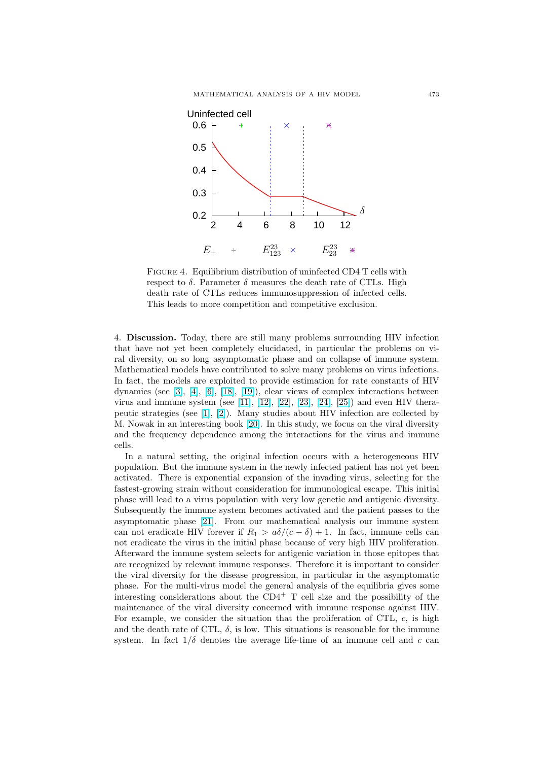FIGURE 4. Equilibrium distribution of uninfected CD4 T cells with respect to $\delta$. Parameter $\delta$ measures the death rate of CTLs. High death rate of CTLs reduces immunosuppression of infected cells. This leads to more competition and competitive exclusion.

4. **Discussion.** Today, there are still many problems surrounding HIV infection that have not yet been completely elucidated, in particular the problems on viral diversity, on so long asymptomatic phase and on collapse of immune system. Mathematical models have contributed to solve many problems on virus infections. In fact, the models are exploited to provide estimation for rate constants of HIV dynamics (see [3], [4], [6], [18], [19]), clear views of complex interactions between virus and immune system (see [11], [12], [22], [23], [24], [25]) and even HIV therapeutic strategies (see [1], [2]). Many studies about HIV infection are collected by M. Nowak in an interesting book [20]. In this study, we focus on the viral diversity and the frequency dependence among the interactions for the virus and immune cells.

In a natural setting, the original infection occurs with a heterogeneous HIV population. But the immune system in the newly infected patient has not yet been activated. There is exponential expansion of the invading virus, selecting for the fastest-growing strain without consideration for immunological escape. This initial phase will lead to a virus population with very low genetic and antigenic diversity. Subsequently the immune system becomes activated and the patient passes to the asymptomatic phase [21]. From our mathematical analysis our immune system can not eradicate HIV forever if $R_1 > a\delta/(c-\delta)+1$. In fact, immune cells can not eradicate the virus in the initial phase because of very high HIV proliferation. Afterward the immune system selects for antigenic variation in those epitopes that are recognized by relevant immune responses. Therefore it is important to consider the viral diversity for the disease progression, in particular in the asymptomatic phase. For the multi-virus model the general analysis of the equilibria gives some interesting considerations about the $CD4^+$ T cell size and the possibility of the maintenance of the viral diversity concerned with immune response against HIV. For example, we consider the situation that the proliferation of CTL, $c$, is high and the death rate of CTL, $\delta$, is low. This situations is reasonable for the immune system. In fact $1/\delta$ denotes the average life-time of an immune cell and $c$ can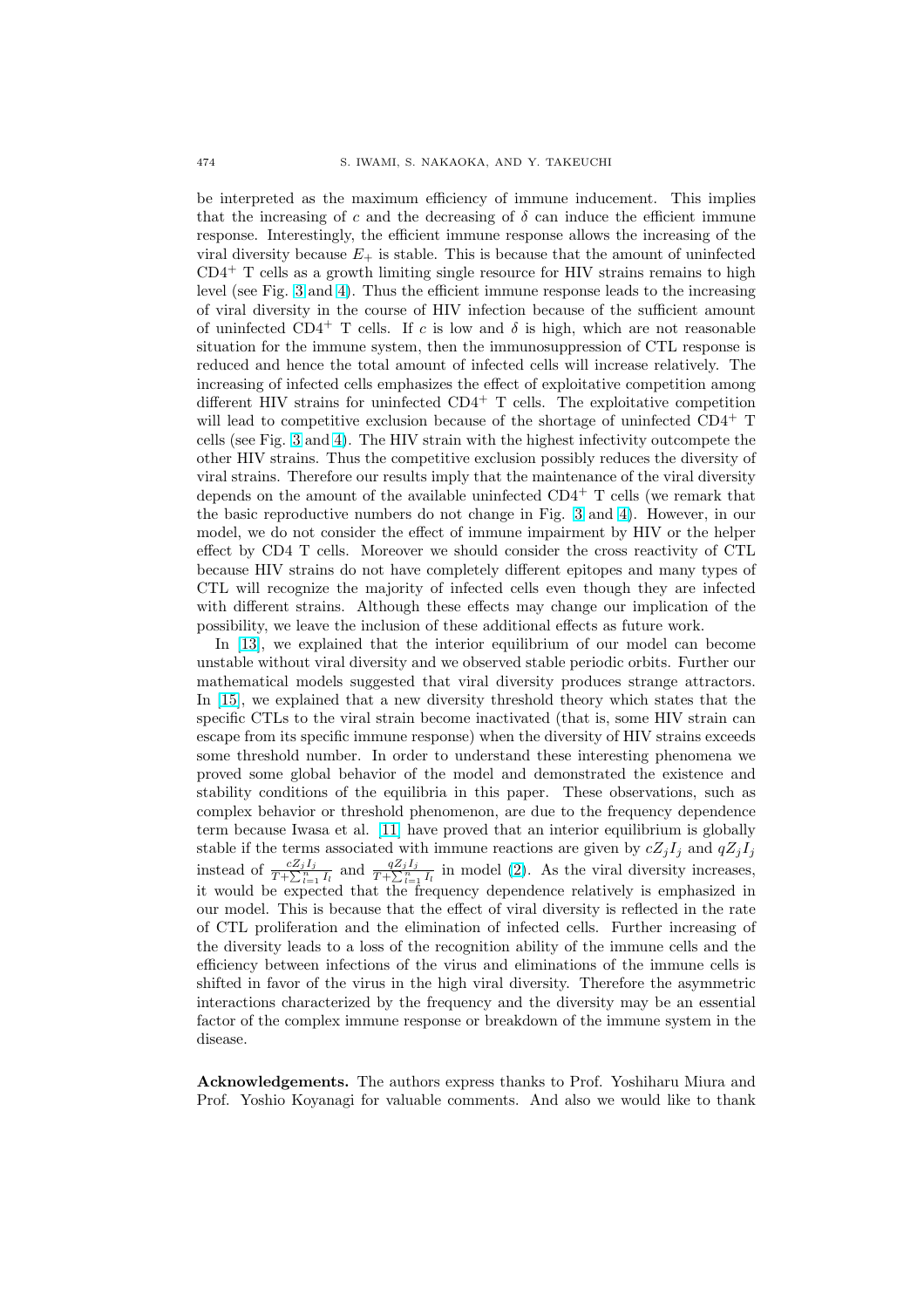be interpreted as the maximum efficiency of immune inducement. This implies that the increasing of $c$ and the decreasing of $\delta$ can induce the efficient immune response. Interestingly, the efficient immune response allows the increasing of the viral diversity because $E_+$ is stable. This is because that the amount of uninfected $CD4^+$ T cells as a growth limiting single resource for HIV strains remains to high level (see Fig. 3 and 4). Thus the efficient immune response leads to the increasing of viral diversity in the course of HIV infection because of the sufficient amount of uninfected $CD4^+$ T cells. If $c$ is low and $\delta$ is high, which are not reasonable situation for the immune system, then the immunosuppression of CTL response is reduced and hence the total amount of infected cells will increase relatively. The increasing of infected cells emphasizes the effect of exploitative competition among different HIV strains for uninfected $CD4^+$ T cells. The exploitative competition will lead to competitive exclusion because of the shortage of uninfected $CD4^+$ T cells (see Fig. 3 and 4). The HIV strain with the highest infectivity outcompete the other HIV strains. Thus the competitive exclusion possibly reduces the diversity of viral strains. Therefore our results imply that the maintenance of the viral diversity depends on the amount of the available uninfected $CD4^+$ T cells (we remark that the basic reproductive numbers do not change in Fig. 3 and 4). However, in our model, we do not consider the effect of immune impairment by HIV or the helper effect by CD4 T cells. Moreover we should consider the cross reactivity of CTL because HIV strains do not have completely different epitopes and many types of CTL will recognize the majority of infected cells even though they are infected with different strains. Although these effects may change our implication of the possibility, we leave the inclusion of these additional effects as future work.

In [13], we explained that the interior equilibrium of our model can become unstable without viral diversity and we observed stable periodic orbits. Further our mathematical models suggested that viral diversity produces strange attractors. In [15], we explained that a new diversity threshold theory which states that the specific CTLs to the viral strain become inactivated (that is, some HIV strain can escape from its specific immune response) when the diversity of HIV strains exceeds some threshold number. In order to understand these interesting phenomena we proved some global behavior of the model and demonstrated the existence and stability conditions of the equilibria in this paper. These observations, such as complex behavior or threshold phenomenon, are due to the frequency dependence term because Iwasa et al. [11] have proved that an interior equilibrium is globally stable if the terms associated with immune reactions are given by $cZ_jI_j$ and $qZ_jI_j$ instead of $\frac{cZ_jI_j}{T+\sum_{l=1}^{n} I_l}$ and $\frac{qZ_jI_j}{T+\sum_{l=1}^{n} I_l}$ in model (2). As the viral diversity increases, it would be expected that the frequency dependence relatively is emphasized in our model. This is because that the effect of viral diversity is reflected in the rate of CTL proliferation and the elimination of infected cells. Further increasing of the diversity leads to a loss of the recognition ability of the immune cells and the efficiency between infections of the virus and eliminations of the immune cells is shifted in favor of the virus in the high viral diversity. Therefore the asymmetric interactions characterized by the frequency and the diversity may be an essential factor of the complex immune response or breakdown of the immune system in the disease.

**Acknowledgements.** The authors express thanks to Prof. Yoshiharu Miura and Prof. Yoshio Koyanagi for valuable comments. And also we would like to thank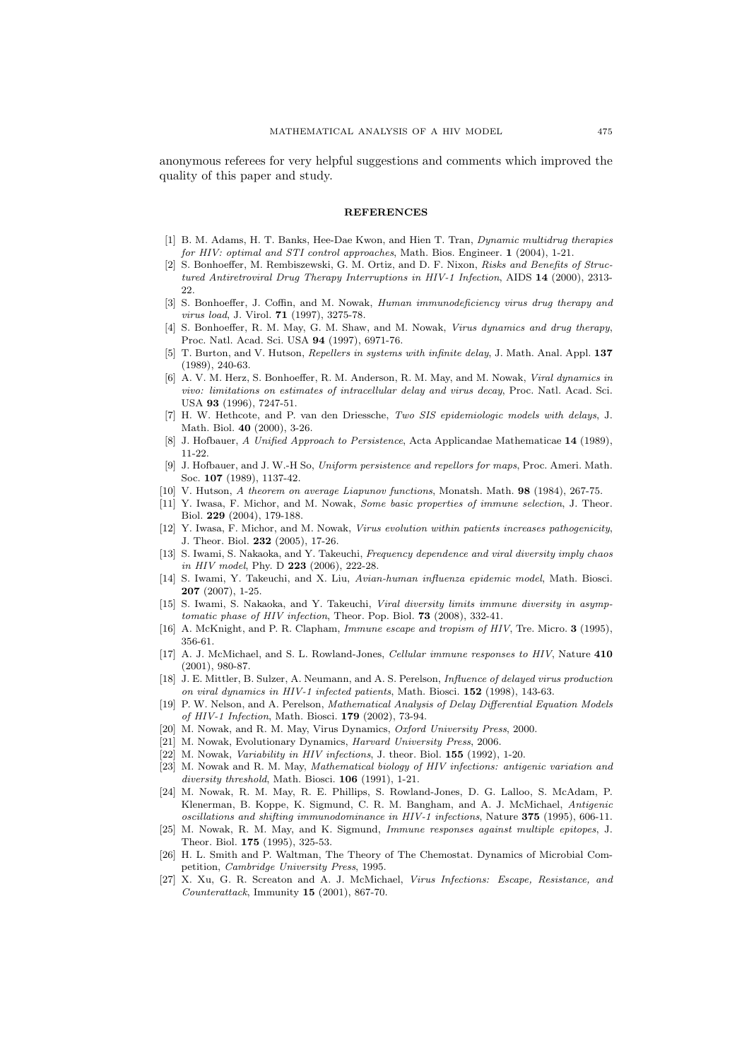anonymous referees for very helpful suggestions and comments which improved the quality of this paper and study.

## REFERENCES

[1] B. M. Adams, H. T. Banks, Hee-Dae Kwon, and Hien T. Tran, *Dynamic multidrug therapies for HIV: optimal and STI control approaches*, Math. Bios. Engineer. **1** (2004), 1-21.

[2] S. Bonhoeffer, M. Rembiszewski, G. M. Ortiz, and D. F. Nixon, *Risks and Benefits of Structured Antiretroviral Drug Therapy Interruptions in HIV-1 Infection*, AIDS **14** (2000), 2313-22.

[3] S. Bonhoeffer, J. Coffin, and M. Nowak, *Human immunodeficiency virus drug therapy and virus load*, J. Virol. **71** (1997), 3275-78.

[4] S. Bonhoeffer, R. M. May, G. M. Shaw, and M. Nowak, *Virus dynamics and drug therapy*, Proc. Natl. Acad. Sci. USA **94** (1997), 6971-76.

[5] T. Burton, and V. Hutson, *Repellers in systems with infinite delay*, J. Math. Anal. Appl. **137** (1989), 240-63.

[6] A. V. M. Herz, S. Bonhoeffer, R. M. Anderson, R. M. May, and M. Nowak, *Viral dynamics in vivo: limitations on estimates of intracellular delay and virus decay*, Proc. Natl. Acad. Sci. USA **93** (1996), 7247-51.

[7] H. W. Hethcote, and P. van den Driessche, *Two SIS epidemiologic models with delays*, J. Math. Biol. **40** (2000), 3-26.

[8] J. Hofbauer, *A Unified Approach to Persistence*, Acta Applicandae Mathematicae **14** (1989), 11-22.

[9] J. Hofbauer, and J. W.-H So, *Uniform persistence and repellors for maps*, Proc. Ameri. Math. Soc. **107** (1989), 1137-42.

[10] V. Hutson, *A theorem on average Liapunov functions*, Monatsh. Math. **98** (1984), 267-75.

[11] Y. Iwasa, F. Michor, and M. Nowak, *Some basic properties of immune selection*, J. Theor. Biol. **229** (2004), 179-188.

[12] Y. Iwasa, F. Michor, and M. Nowak, *Virus evolution within patients increases pathogenicity*, J. Theor. Biol. **232** (2005), 17-26.

[13] S. Iwami, S. Nakaoka, and Y. Takeuchi, *Frequency dependence and viral diversity imply chaos in HIV model*, Phy. D **223** (2006), 222-28.

[14] S. Iwami, Y. Takeuchi, and X. Liu, *Avian-human influenza epidemic model*, Math. Biosci. **207** (2007), 1-25.

[15] S. Iwami, S. Nakaoka, and Y. Takeuchi, *Viral diversity limits immune diversity in asymptomatic phase of HIV infection*, Theor. Pop. Biol. **73** (2008), 332-41.

[16] A. McKnight, and P. R. Clapham, *Immune escape and tropism of HIV*, Tre. Micro. **3** (1995), 356-61.

[17] A. J. McMichael, and S. L. Rowland-Jones, *Cellular immune responses to HIV*, Nature **410** (2001), 980-87.

[18] J. E. Mittler, B. Sulzer, A. Neumann, and A. S. Perelson, *Influence of delayed virus production on viral dynamics in HIV-1 infected patients*, Math. Biosci. **152** (1998), 143-63.

[19] P. W. Nelson, and A. Perelson, *Mathematical Analysis of Delay Differential Equation Models of HIV-1 Infection*, Math. Biosci. **179** (2002), 73-94.

[20] M. Nowak, and R. M. May, Virus Dynamics, *Oxford University Press*, 2000.

[21] M. Nowak, Evolutionary Dynamics, *Harvard University Press*, 2006.

[22] M. Nowak, *Variability in HIV infections*, J. theor. Biol. **155** (1992), 1-20.

[23] M. Nowak and R. M. May, *Mathematical biology of HIV infections: antigenic variation and diversity threshold*, Math. Biosci. **106** (1991), 1-21.

[24] M. Nowak, R. M. May, R. E. Phillips, S. Rowland-Jones, D. G. Lalloo, S. McAdam, P. Klenerman, B. Koppe, K. Sigmund, C. R. M. Bangham, and A. J. McMichael, *Antigenic oscillations and shifting immunodominance in HIV-1 infections*, Nature **375** (1995), 606-11.

[25] M. Nowak, R. M. May, and K. Sigmund, *Immune responses against multiple epitopes*, J. Theor. Biol. **175** (1995), 325-53.

[26] H. L. Smith and P. Waltman, The Theory of The Chemostat. Dynamics of Microbial Competition, *Cambridge University Press*, 1995.

[27] X. Xu, G. R. Screaton and A. J. McMichael, *Virus Infections: Escape, Resistance, and Counterattack*, Immunity **15** (2001), 867-70.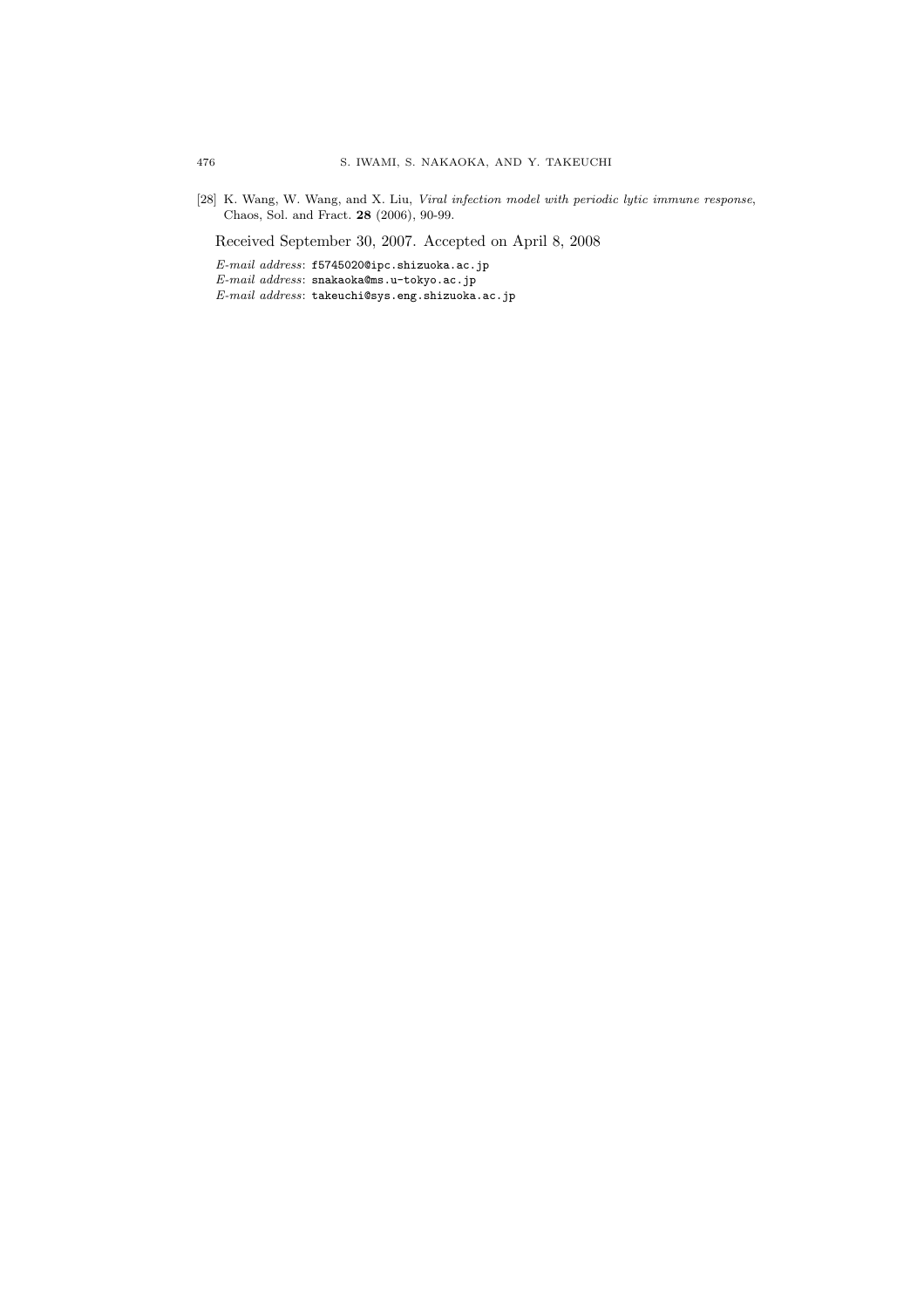[28] K. Wang, W. Wang, and X. Liu, *Viral infection model with periodic lytic immune response*, Chaos, Sol. and Fract. **28** (2006), 90-99.

Received September 30, 2007. Accepted on April 8, 2008

*E-mail address*: `f5745020@ipc.shizuoka.ac.jp`
*E-mail address*: `snakaoka@ms.u-tokyo.ac.jp`
*E-mail address*: `takeuchi@sys.eng.shizuoka.ac.jp`